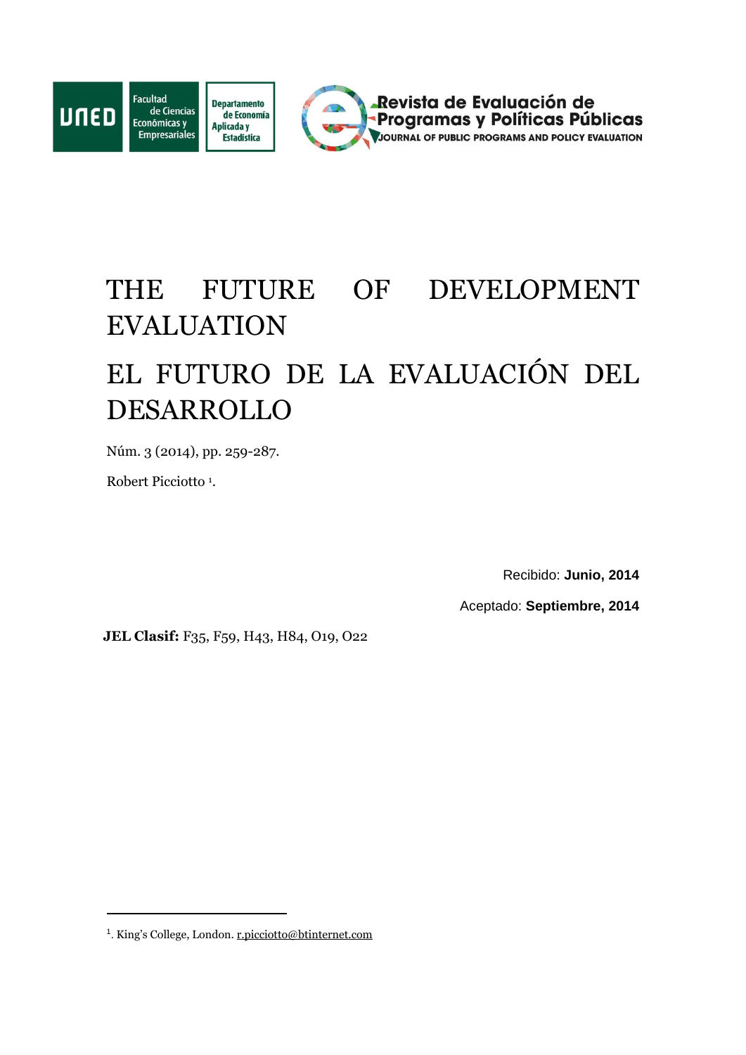# THE FUTURE OF DEVELOPMENT EVALUATION

# EL FUTURO DE LA EVALUACIÓN DEL DESARROLLO

Núm. 3 (2014), pp. 259-287.

Robert Picciotto [1].

Recibido: **Junio, 2014**

Aceptado: **Septiembre, 2014**

**JEL Clasif:** F35, F59, H43, H84, O19, O22

---

[1]. King's College, London. r.picciotto@btinternet.com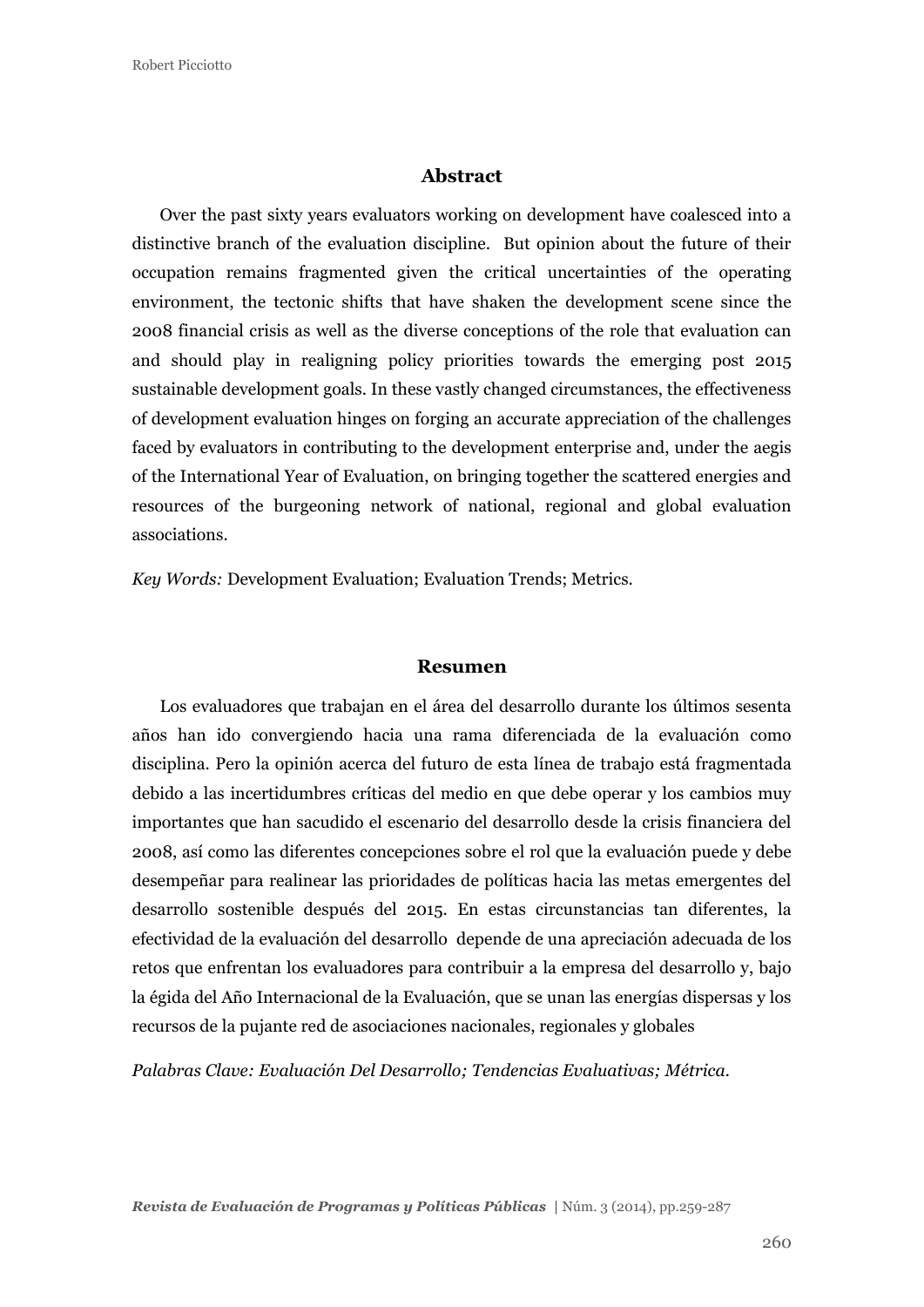## Abstract

Over the past sixty years evaluators working on development have coalesced into a distinctive branch of the evaluation discipline. But opinion about the future of their occupation remains fragmented given the critical uncertainties of the operating environment, the tectonic shifts that have shaken the development scene since the 2008 financial crisis as well as the diverse conceptions of the role that evaluation can and should play in realigning policy priorities towards the emerging post 2015 sustainable development goals. In these vastly changed circumstances, the effectiveness of development evaluation hinges on forging an accurate appreciation of the challenges faced by evaluators in contributing to the development enterprise and, under the aegis of the International Year of Evaluation, on bringing together the scattered energies and resources of the burgeoning network of national, regional and global evaluation associations.

*Key Words:* Development Evaluation; Evaluation Trends; Metrics.

## Resumen

Los evaluadores que trabajan en el área del desarrollo durante los últimos sesenta años han ido convergiendo hacia una rama diferenciada de la evaluación como disciplina. Pero la opinión acerca del futuro de esta línea de trabajo está fragmentada debido a las incertidumbres críticas del medio en que debe operar y los cambios muy importantes que han sacudido el escenario del desarrollo desde la crisis financiera del 2008, así como las diferentes concepciones sobre el rol que la evaluación puede y debe desempeñar para realinear las prioridades de políticas hacia las metas emergentes del desarrollo sostenible después del 2015. En estas circunstancias tan diferentes, la efectividad de la evaluación del desarrollo depende de una apreciación adecuada de los retos que enfrentan los evaluadores para contribuir a la empresa del desarrollo y, bajo la égida del Año Internacional de la Evaluación, que se unan las energías dispersas y los recursos de la pujante red de asociaciones nacionales, regionales y globales

*Palabras Clave: Evaluación Del Desarrollo; Tendencias Evaluativas; Métrica.*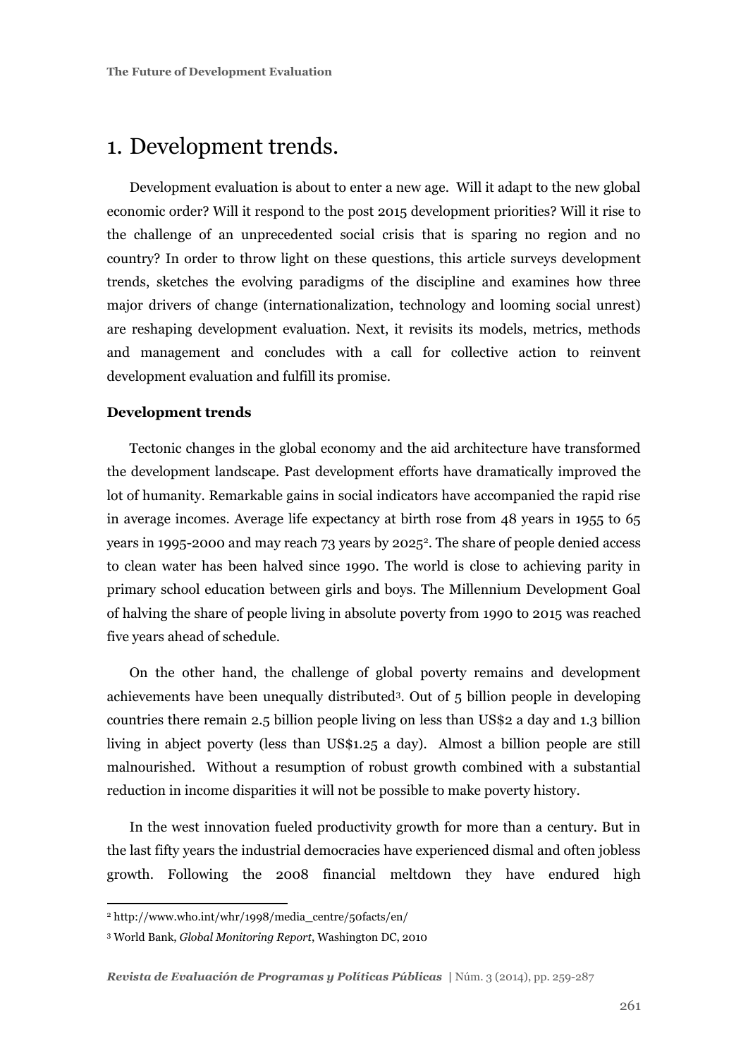# 1. Development trends.

Development evaluation is about to enter a new age. Will it adapt to the new global economic order? Will it respond to the post 2015 development priorities? Will it rise to the challenge of an unprecedented social crisis that is sparing no region and no country? In order to throw light on these questions, this article surveys development trends, sketches the evolving paradigms of the discipline and examines how three major drivers of change (internationalization, technology and looming social unrest) are reshaping development evaluation. Next, it revisits its models, metrics, methods and management and concludes with a call for collective action to reinvent development evaluation and fulfill its promise.

**Development trends**

Tectonic changes in the global economy and the aid architecture have transformed the development landscape. Past development efforts have dramatically improved the lot of humanity. Remarkable gains in social indicators have accompanied the rapid rise in average incomes. Average life expectancy at birth rose from 48 years in 1955 to 65 years in 1995-2000 and may reach 73 years by 2025[2]. The share of people denied access to clean water has been halved since 1990. The world is close to achieving parity in primary school education between girls and boys. The Millennium Development Goal of halving the share of people living in absolute poverty from 1990 to 2015 was reached five years ahead of schedule.

On the other hand, the challenge of global poverty remains and development achievements have been unequally distributed[3]. Out of 5 billion people in developing countries there remain 2.5 billion people living on less than US$2 a day and 1.3 billion living in abject poverty (less than US$1.25 a day). Almost a billion people are still malnourished. Without a resumption of robust growth combined with a substantial reduction in income disparities it will not be possible to make poverty history.

In the west innovation fueled productivity growth for more than a century. But in the last fifty years the industrial democracies have experienced dismal and often jobless growth. Following the 2008 financial meltdown they have endured high

[2] http://www.who.int/whr/1998/media_centre/50facts/en/

[3] World Bank, *Global Monitoring Report*, Washington DC, 2010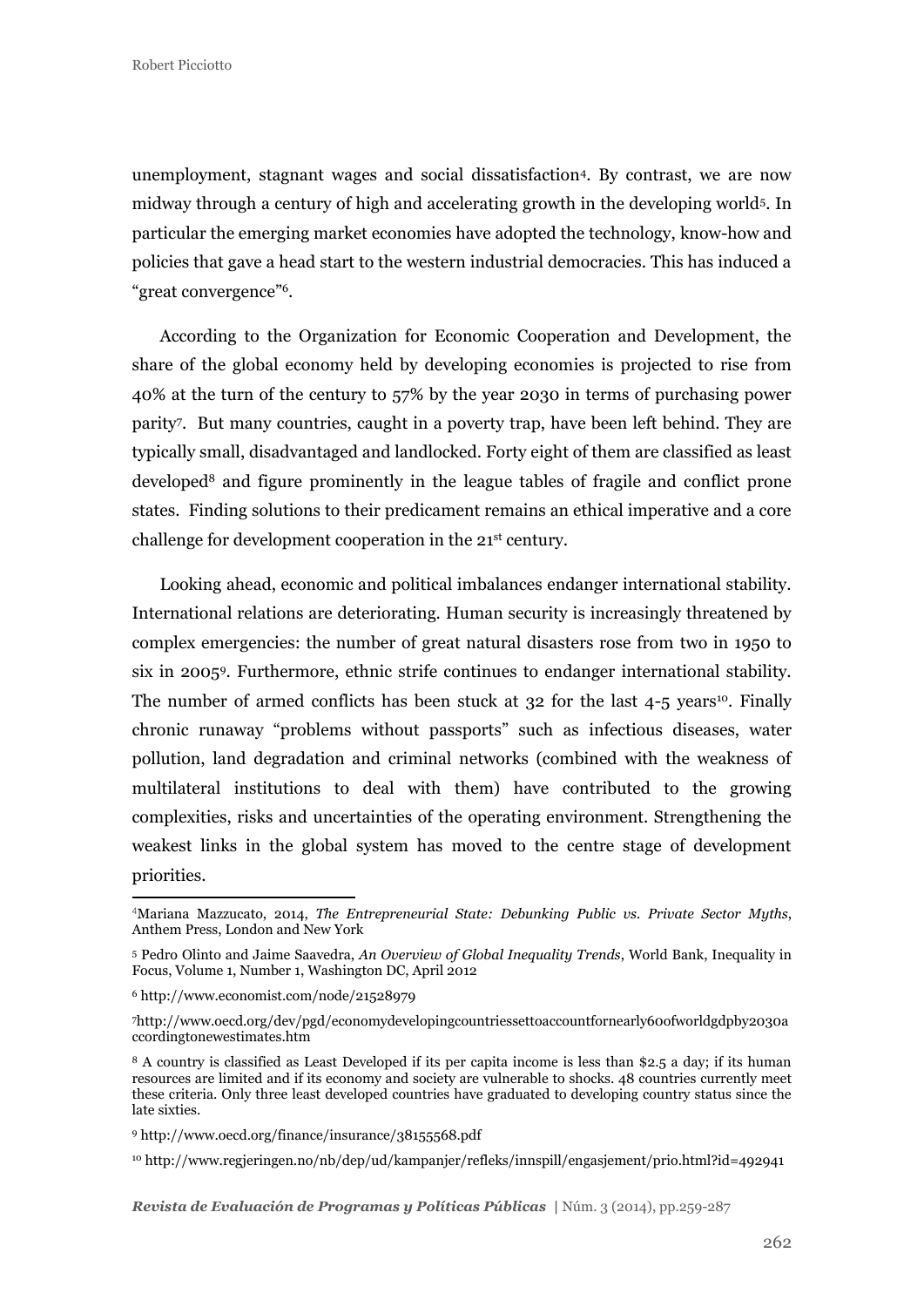unemployment, stagnant wages and social dissatisfaction[4]. By contrast, we are now midway through a century of high and accelerating growth in the developing world[5]. In particular the emerging market economies have adopted the technology, know-how and policies that gave a head start to the western industrial democracies. This has induced a "great convergence"[6].

According to the Organization for Economic Cooperation and Development, the share of the global economy held by developing economies is projected to rise from 40% at the turn of the century to 57% by the year 2030 in terms of purchasing power parity[7]. But many countries, caught in a poverty trap, have been left behind. They are typically small, disadvantaged and landlocked. Forty eight of them are classified as least developed[8] and figure prominently in the league tables of fragile and conflict prone states. Finding solutions to their predicament remains an ethical imperative and a core challenge for development cooperation in the 21st century.

Looking ahead, economic and political imbalances endanger international stability. International relations are deteriorating. Human security is increasingly threatened by complex emergencies: the number of great natural disasters rose from two in 1950 to six in 2005[9]. Furthermore, ethnic strife continues to endanger international stability. The number of armed conflicts has been stuck at 32 for the last 4-5 years[10]. Finally chronic runaway "problems without passports" such as infectious diseases, water pollution, land degradation and criminal networks (combined with the weakness of multilateral institutions to deal with them) have contributed to the growing complexities, risks and uncertainties of the operating environment. Strengthening the weakest links in the global system has moved to the centre stage of development priorities.

---

[4] Mariana Mazzucato, 2014, *The Entrepreneurial State: Debunking Public vs. Private Sector Myths*, Anthem Press, London and New York

[5] Pedro Olinto and Jaime Saavedra, *An Overview of Global Inequality Trends*, World Bank, Inequality in Focus, Volume 1, Number 1, Washington DC, April 2012

[6] http://www.economist.com/node/21528979

[7] http://www.oecd.org/dev/pgd/economydevelopingcountriessettoaccountfornearly60ofworldgdpby2030accordingtonewestimates.htm

[8] A country is classified as Least Developed if its per capita income is less than $2.5 a day; if its human resources are limited and if its economy and society are vulnerable to shocks. 48 countries currently meet these criteria. Only three least developed countries have graduated to developing country status since the late sixties.

[9] http://www.oecd.org/finance/insurance/38155568.pdf

[10] http://www.regjeringen.no/nb/dep/ud/kampanjer/refleks/innspill/engasjement/prio.html?id=492941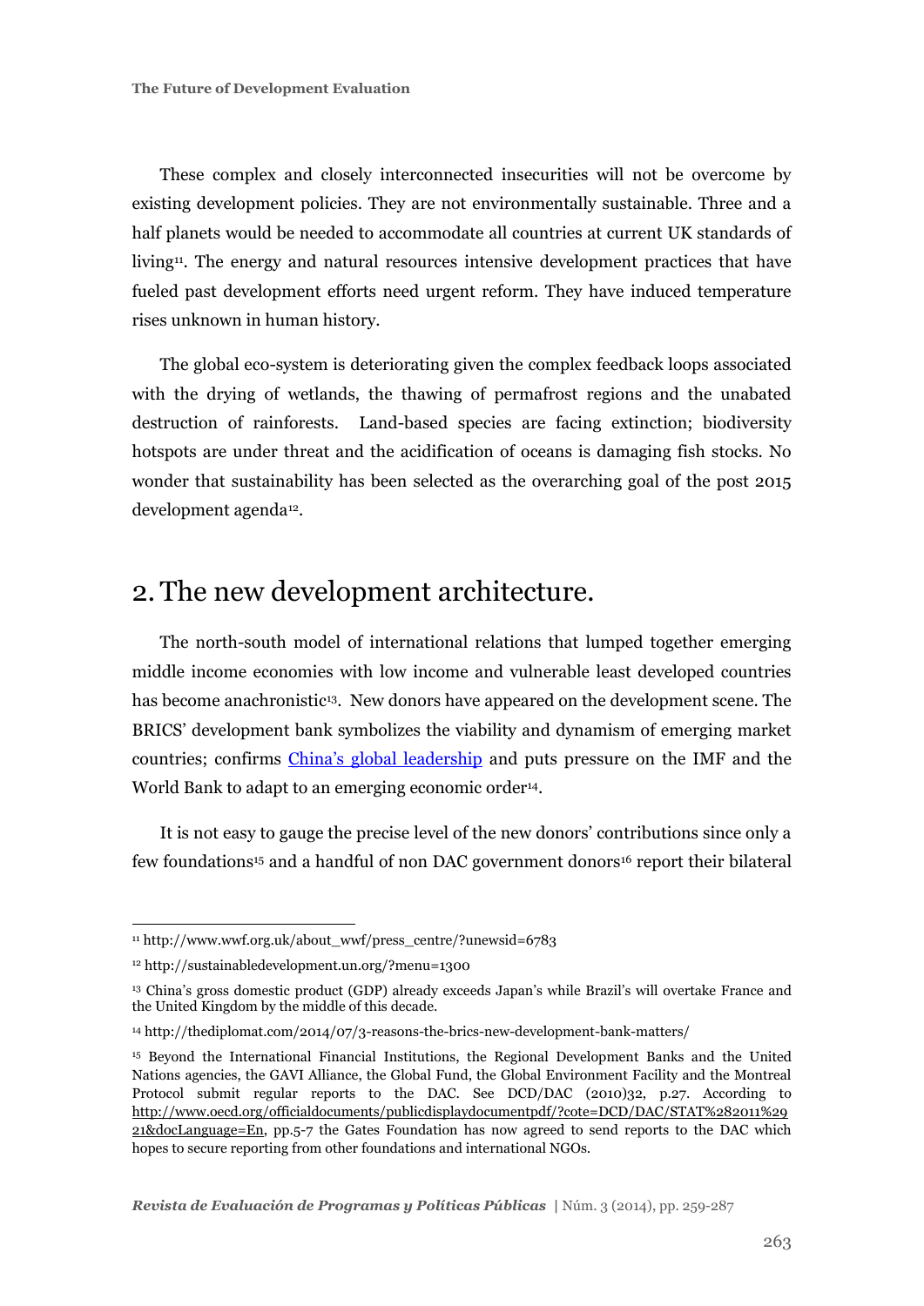These complex and closely interconnected insecurities will not be overcome by existing development policies. They are not environmentally sustainable. Three and a half planets would be needed to accommodate all countries at current UK standards of living[11]. The energy and natural resources intensive development practices that have fueled past development efforts need urgent reform. They have induced temperature rises unknown in human history.

The global eco-system is deteriorating given the complex feedback loops associated with the drying of wetlands, the thawing of permafrost regions and the unabated destruction of rainforests. Land-based species are facing extinction; biodiversity hotspots are under threat and the acidification of oceans is damaging fish stocks. No wonder that sustainability has been selected as the overarching goal of the post 2015 development agenda[12].

## 2. The new development architecture.

The north-south model of international relations that lumped together emerging middle income economies with low income and vulnerable least developed countries has become anachronistic[13]. New donors have appeared on the development scene. The BRICS' development bank symbolizes the viability and dynamism of emerging market countries; confirms [China's global leadership]() and puts pressure on the IMF and the World Bank to adapt to an emerging economic order[14].

It is not easy to gauge the precise level of the new donors' contributions since only a few foundations[15] and a handful of non DAC government donors[16] report their bilateral

---

[11] http://www.wwf.org.uk/about_wwf/press_centre/?unewsid=6783

[12] http://sustainabledevelopment.un.org/?menu=1300

[13] China's gross domestic product (GDP) already exceeds Japan's while Brazil's will overtake France and the United Kingdom by the middle of this decade.

[14] http://thediplomat.com/2014/07/3-reasons-the-brics-new-development-bank-matters/

[15] Beyond the International Financial Institutions, the Regional Development Banks and the United Nations agencies, the GAVI Alliance, the Global Fund, the Global Environment Facility and the Montreal Protocol submit regular reports to the DAC. See DCD/DAC (2010)32, p.27. According to http://www.oecd.org/officialdocuments/publicdisplaydocumentpdf/?cote=DCD/DAC/STAT%282011%2921&docLanguage=En, pp.5-7 the Gates Foundation has now agreed to send reports to the DAC which hopes to secure reporting from other foundations and international NGOs.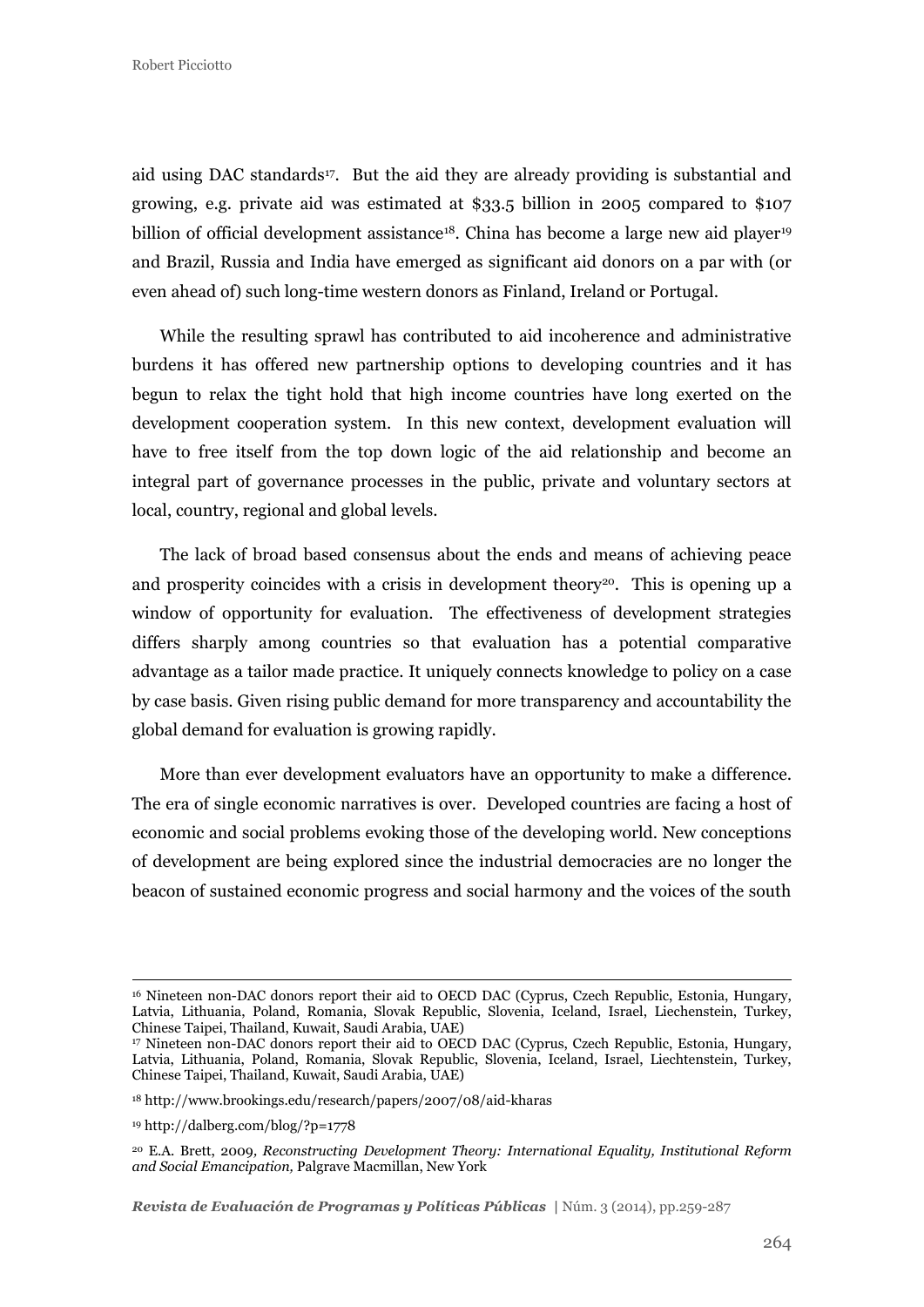aid using DAC standards[17]. But the aid they are already providing is substantial and growing, e.g. private aid was estimated at $33.5 billion in 2005 compared to $107 billion of official development assistance[18]. China has become a large new aid player[19] and Brazil, Russia and India have emerged as significant aid donors on a par with (or even ahead of) such long-time western donors as Finland, Ireland or Portugal.

While the resulting sprawl has contributed to aid incoherence and administrative burdens it has offered new partnership options to developing countries and it has begun to relax the tight hold that high income countries have long exerted on the development cooperation system. In this new context, development evaluation will have to free itself from the top down logic of the aid relationship and become an integral part of governance processes in the public, private and voluntary sectors at local, country, regional and global levels.

The lack of broad based consensus about the ends and means of achieving peace and prosperity coincides with a crisis in development theory[20]. This is opening up a window of opportunity for evaluation. The effectiveness of development strategies differs sharply among countries so that evaluation has a potential comparative advantage as a tailor made practice. It uniquely connects knowledge to policy on a case by case basis. Given rising public demand for more transparency and accountability the global demand for evaluation is growing rapidly.

More than ever development evaluators have an opportunity to make a difference. The era of single economic narratives is over. Developed countries are facing a host of economic and social problems evoking those of the developing world. New conceptions of development are being explored since the industrial democracies are no longer the beacon of sustained economic progress and social harmony and the voices of the south

---

[16] Nineteen non-DAC donors report their aid to OECD DAC (Cyprus, Czech Republic, Estonia, Hungary, Latvia, Lithuania, Poland, Romania, Slovak Republic, Slovenia, Iceland, Israel, Liechenstein, Turkey, Chinese Taipei, Thailand, Kuwait, Saudi Arabia, UAE)

[17] Nineteen non-DAC donors report their aid to OECD DAC (Cyprus, Czech Republic, Estonia, Hungary, Latvia, Lithuania, Poland, Romania, Slovak Republic, Slovenia, Iceland, Israel, Liechtenstein, Turkey, Chinese Taipei, Thailand, Kuwait, Saudi Arabia, UAE)

[18] http://www.brookings.edu/research/papers/2007/08/aid-kharas

[19] http://dalberg.com/blog/?p=1778

[20] E.A. Brett, 2009, *Reconstructing Development Theory: International Equality, Institutional Reform and Social Emancipation,* Palgrave Macmillan, New York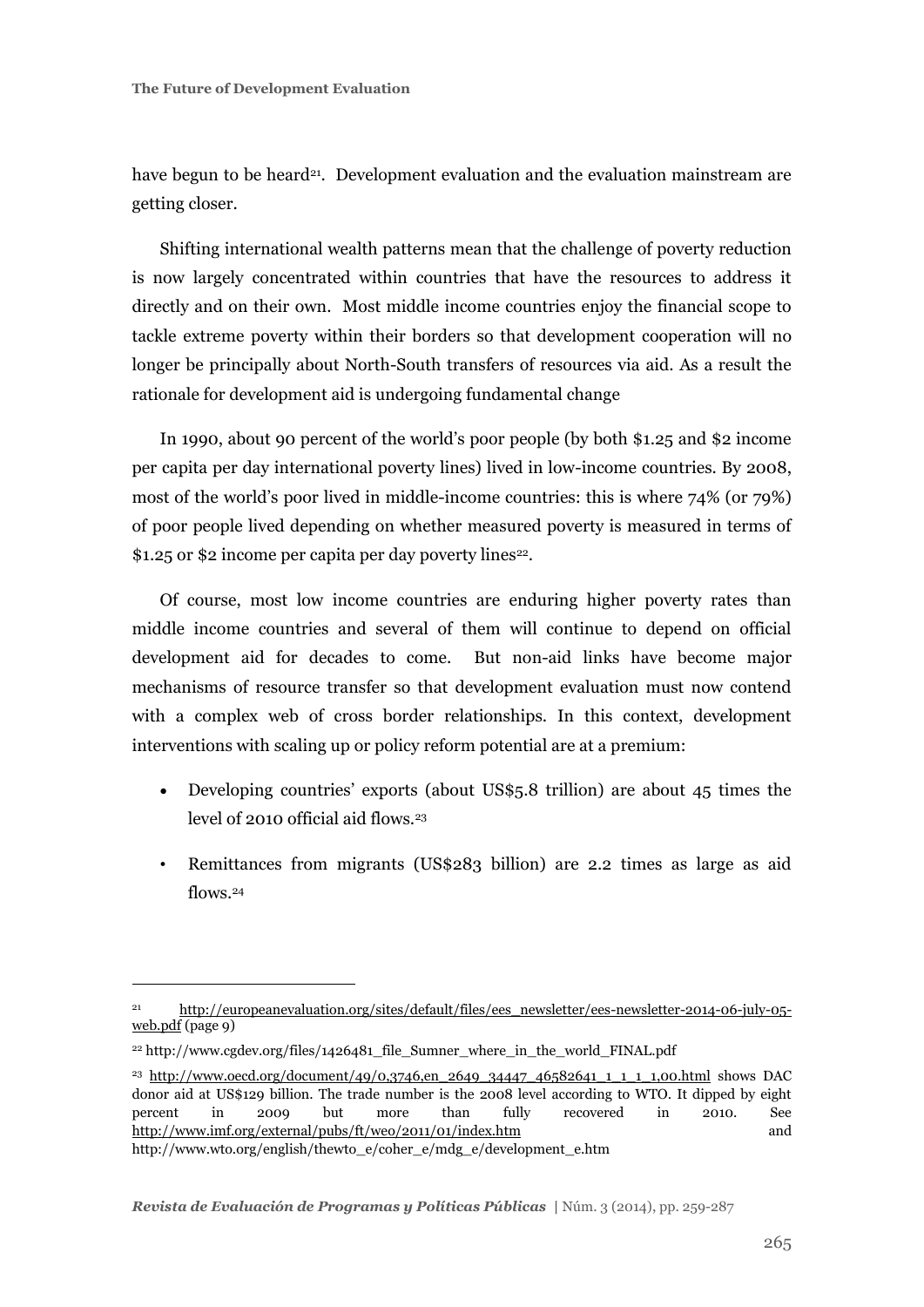have begun to be heard[21]. Development evaluation and the evaluation mainstream are getting closer.

Shifting international wealth patterns mean that the challenge of poverty reduction is now largely concentrated within countries that have the resources to address it directly and on their own. Most middle income countries enjoy the financial scope to tackle extreme poverty within their borders so that development cooperation will no longer be principally about North-South transfers of resources via aid. As a result the rationale for development aid is undergoing fundamental change

In 1990, about 90 percent of the world's poor people (by both $1.25 and $2 income per capita per day international poverty lines) lived in low-income countries. By 2008, most of the world's poor lived in middle-income countries: this is where 74% (or 79%) of poor people lived depending on whether measured poverty is measured in terms of $1.25 or $2 income per capita per day poverty lines[22].

Of course, most low income countries are enduring higher poverty rates than middle income countries and several of them will continue to depend on official development aid for decades to come. But non-aid links have become major mechanisms of resource transfer so that development evaluation must now contend with a complex web of cross border relationships. In this context, development interventions with scaling up or policy reform potential are at a premium:

- Developing countries' exports (about US$5.8 trillion) are about 45 times the level of 2010 official aid flows.[23]
- Remittances from migrants (US$283 billion) are 2.2 times as large as aid flows.[24]

---

[21] http://europeanevaluation.org/sites/default/files/ees_newsletter/ees-newsletter-2014-06-july-05-web.pdf (page 9)

[22] http://www.cgdev.org/files/1426481_file_Sumner_where_in_the_world_FINAL.pdf

[23] http://www.oecd.org/document/49/0,3746,en_2649_34447_46582641_1_1_1_1,00.html shows DAC donor aid at US$129 billion. The trade number is the 2008 level according to WTO. It dipped by eight percent in 2009 but more than fully recovered in 2010. See http://www.imf.org/external/pubs/ft/weo/2011/01/index.htm and http://www.wto.org/english/thewto_e/coher_e/mdg_e/development_e.htm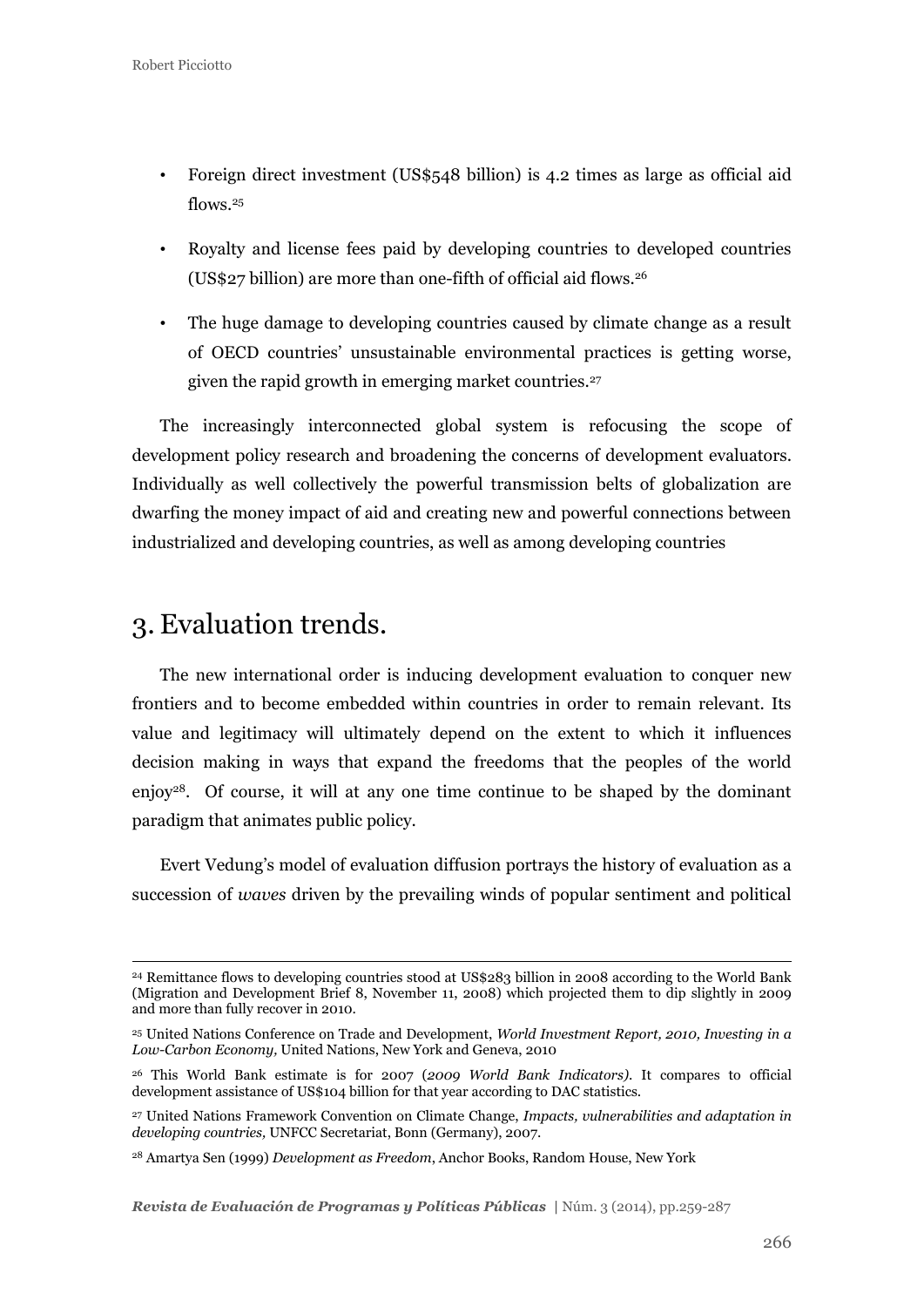- Foreign direct investment (US$548 billion) is 4.2 times as large as official aid flows.[25]
- Royalty and license fees paid by developing countries to developed countries (US$27 billion) are more than one-fifth of official aid flows.[26]
- The huge damage to developing countries caused by climate change as a result of OECD countries' unsustainable environmental practices is getting worse, given the rapid growth in emerging market countries.[27]

The increasingly interconnected global system is refocusing the scope of development policy research and broadening the concerns of development evaluators. Individually as well collectively the powerful transmission belts of globalization are dwarfing the money impact of aid and creating new and powerful connections between industrialized and developing countries, as well as among developing countries

## 3. Evaluation trends.

The new international order is inducing development evaluation to conquer new frontiers and to become embedded within countries in order to remain relevant. Its value and legitimacy will ultimately depend on the extent to which it influences decision making in ways that expand the freedoms that the peoples of the world enjoy[28]. Of course, it will at any one time continue to be shaped by the dominant paradigm that animates public policy.

Evert Vedung's model of evaluation diffusion portrays the history of evaluation as a succession of *waves* driven by the prevailing winds of popular sentiment and political

---

[24] Remittance flows to developing countries stood at US$283 billion in 2008 according to the World Bank (Migration and Development Brief 8, November 11, 2008) which projected them to dip slightly in 2009 and more than fully recover in 2010.

[25] United Nations Conference on Trade and Development, *World Investment Report, 2010, Investing in a Low-Carbon Economy,* United Nations, New York and Geneva, 2010

[26] This World Bank estimate is for 2007 (*2009 World Bank Indicators)*. It compares to official development assistance of US$104 billion for that year according to DAC statistics.

[27] United Nations Framework Convention on Climate Change, *Impacts, vulnerabilities and adaptation in developing countries,* UNFCC Secretariat, Bonn (Germany), 2007.

[28] Amartya Sen (1999) *Development as Freedom*, Anchor Books, Random House, New York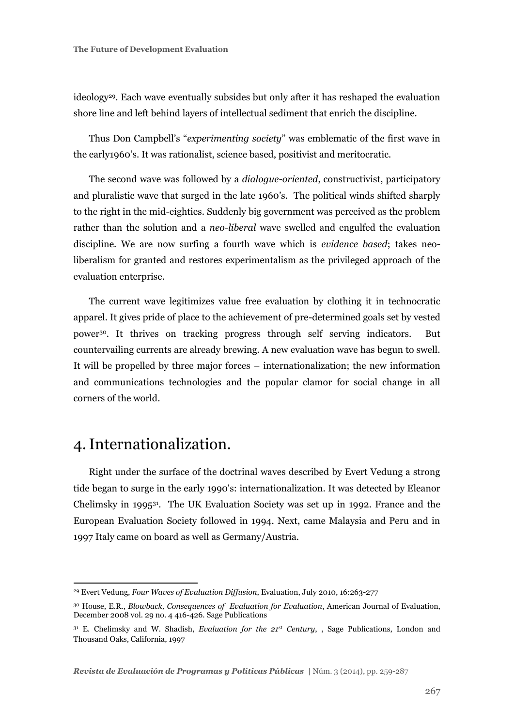ideology[29]. Each wave eventually subsides but only after it has reshaped the evaluation shore line and left behind layers of intellectual sediment that enrich the discipline.

Thus Don Campbell's "*experimenting society*" was emblematic of the first wave in the early1960's. It was rationalist, science based, positivist and meritocratic.

The second wave was followed by a *dialogue-oriented*, constructivist, participatory and pluralistic wave that surged in the late 1960's. The political winds shifted sharply to the right in the mid-eighties. Suddenly big government was perceived as the problem rather than the solution and a *neo-liberal* wave swelled and engulfed the evaluation discipline. We are now surfing a fourth wave which is *evidence based*; takes neo-liberalism for granted and restores experimentalism as the privileged approach of the evaluation enterprise.

The current wave legitimizes value free evaluation by clothing it in technocratic apparel. It gives pride of place to the achievement of pre-determined goals set by vested power[30]. It thrives on tracking progress through self serving indicators. But countervailing currents are already brewing. A new evaluation wave has begun to swell. It will be propelled by three major forces – internationalization; the new information and communications technologies and the popular clamor for social change in all corners of the world.

## 4. Internationalization.

Right under the surface of the doctrinal waves described by Evert Vedung a strong tide began to surge in the early 1990's: internationalization. It was detected by Eleanor Chelimsky in 1995[31]. The UK Evaluation Society was set up in 1992. France and the European Evaluation Society followed in 1994. Next, came Malaysia and Peru and in 1997 Italy came on board as well as Germany/Austria.

---

[29] Evert Vedung, *Four Waves of Evaluation Diffusion*, Evaluation, July 2010, 16:263-277

[30] House, E.R., *Blowback, Consequences of Evaluation for Evaluation*, American Journal of Evaluation, December 2008 vol. 29 no. 4 416-426. Sage Publications

[31] E. Chelimsky and W. Shadish, *Evaluation for the 21st Century*, , Sage Publications, London and Thousand Oaks, California, 1997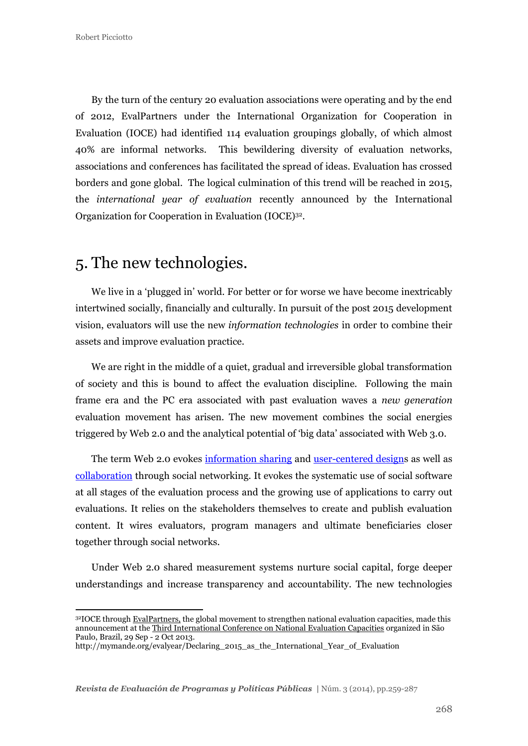By the turn of the century 20 evaluation associations were operating and by the end of 2012, EvalPartners under the International Organization for Cooperation in Evaluation (IOCE) had identified 114 evaluation groupings globally, of which almost 40% are informal networks. This bewildering diversity of evaluation networks, associations and conferences has facilitated the spread of ideas. Evaluation has crossed borders and gone global. The logical culmination of this trend will be reached in 2015, the *international year of evaluation* recently announced by the International Organization for Cooperation in Evaluation (IOCE)[32].

## 5. The new technologies.

We live in a 'plugged in' world. For better or for worse we have become inextricably intertwined socially, financially and culturally. In pursuit of the post 2015 development vision, evaluators will use the new *information technologies* in order to combine their assets and improve evaluation practice.

We are right in the middle of a quiet, gradual and irreversible global transformation of society and this is bound to affect the evaluation discipline. Following the main frame era and the PC era associated with past evaluation waves a *new generation* evaluation movement has arisen. The new movement combines the social energies triggered by Web 2.0 and the analytical potential of 'big data' associated with Web 3.0.

The term Web 2.0 evokes information sharing and user-centered designs as well as collaboration through social networking. It evokes the systematic use of social software at all stages of the evaluation process and the growing use of applications to carry out evaluations. It relies on the stakeholders themselves to create and publish evaluation content. It wires evaluators, program managers and ultimate beneficiaries closer together through social networks.

Under Web 2.0 shared measurement systems nurture social capital, forge deeper understandings and increase transparency and accountability. The new technologies

[32] IOCE through EvalPartners, the global movement to strengthen national evaluation capacities, made this announcement at the Third International Conference on National Evaluation Capacities organized in São Paulo, Brazil, 29 Sep - 2 Oct 2013.
http://mymande.org/evalyear/Declaring_2015_as_the_International_Year_of_Evaluation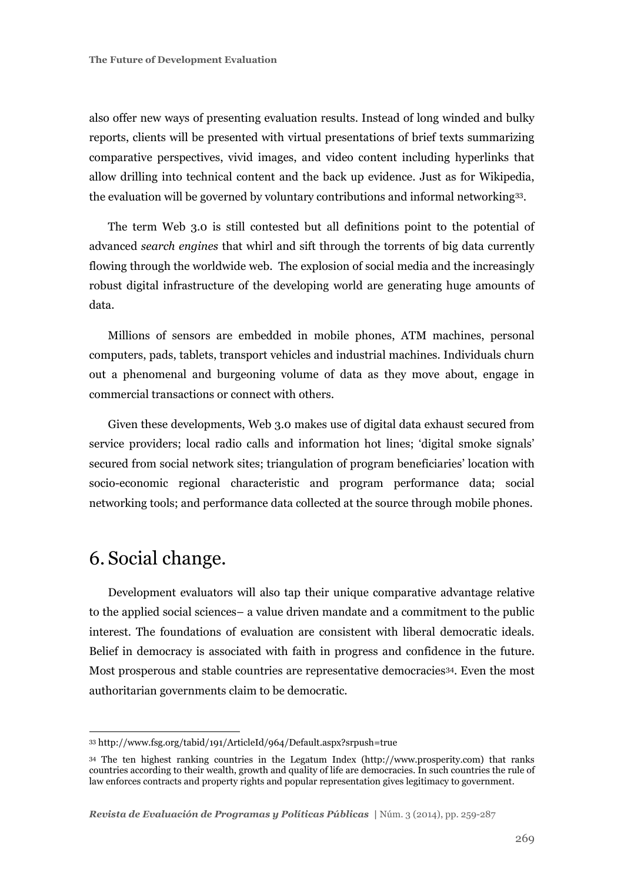also offer new ways of presenting evaluation results. Instead of long winded and bulky reports, clients will be presented with virtual presentations of brief texts summarizing comparative perspectives, vivid images, and video content including hyperlinks that allow drilling into technical content and the back up evidence. Just as for Wikipedia, the evaluation will be governed by voluntary contributions and informal networking[33].

The term Web 3.0 is still contested but all definitions point to the potential of advanced *search engines* that whirl and sift through the torrents of big data currently flowing through the worldwide web. The explosion of social media and the increasingly robust digital infrastructure of the developing world are generating huge amounts of data.

Millions of sensors are embedded in mobile phones, ATM machines, personal computers, pads, tablets, transport vehicles and industrial machines. Individuals churn out a phenomenal and burgeoning volume of data as they move about, engage in commercial transactions or connect with others.

Given these developments, Web 3.0 makes use of digital data exhaust secured from service providers; local radio calls and information hot lines; 'digital smoke signals' secured from social network sites; triangulation of program beneficiaries' location with socio-economic regional characteristic and program performance data; social networking tools; and performance data collected at the source through mobile phones.

# 6. Social change.

Development evaluators will also tap their unique comparative advantage relative to the applied social sciences– a value driven mandate and a commitment to the public interest. The foundations of evaluation are consistent with liberal democratic ideals. Belief in democracy is associated with faith in progress and confidence in the future. Most prosperous and stable countries are representative democracies[34]. Even the most authoritarian governments claim to be democratic.

---

[33] http://www.fsg.org/tabid/191/ArticleId/964/Default.aspx?srpush=true

[34] The ten highest ranking countries in the Legatum Index (http://www.prosperity.com) that ranks countries according to their wealth, growth and quality of life are democracies. In such countries the rule of law enforces contracts and property rights and popular representation gives legitimacy to government.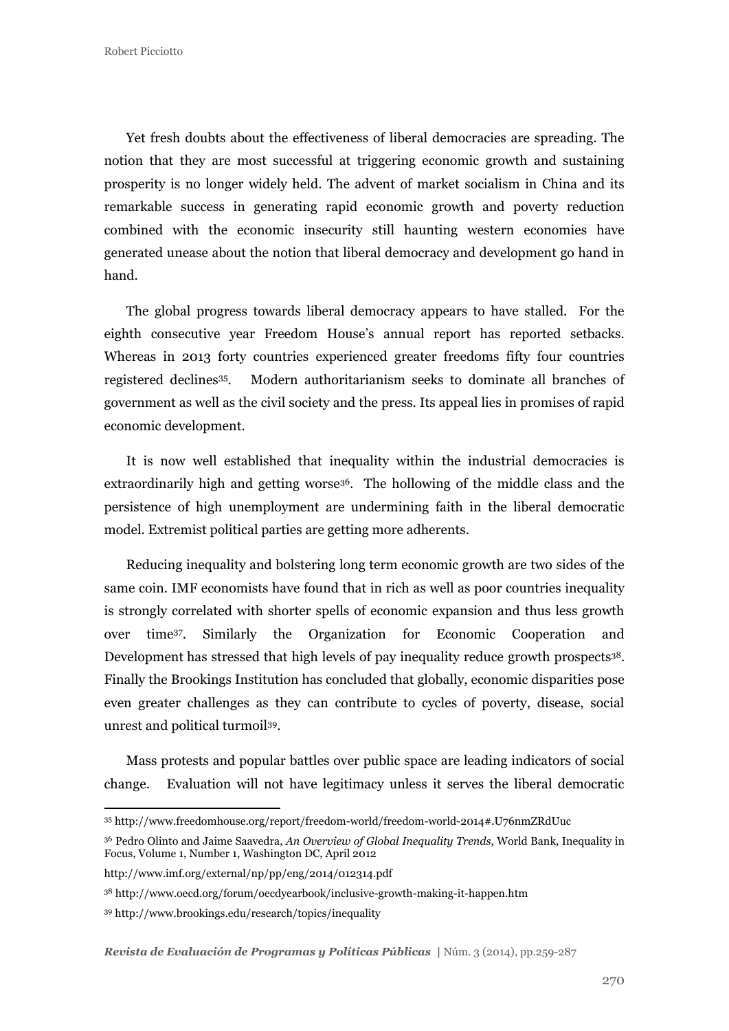Yet fresh doubts about the effectiveness of liberal democracies are spreading. The notion that they are most successful at triggering economic growth and sustaining prosperity is no longer widely held. The advent of market socialism in China and its remarkable success in generating rapid economic growth and poverty reduction combined with the economic insecurity still haunting western economies have generated unease about the notion that liberal democracy and development go hand in hand.

The global progress towards liberal democracy appears to have stalled. For the eighth consecutive year Freedom House's annual report has reported setbacks. Whereas in 2013 forty countries experienced greater freedoms fifty four countries registered declines[35]. Modern authoritarianism seeks to dominate all branches of government as well as the civil society and the press. Its appeal lies in promises of rapid economic development.

It is now well established that inequality within the industrial democracies is extraordinarily high and getting worse[36]. The hollowing of the middle class and the persistence of high unemployment are undermining faith in the liberal democratic model. Extremist political parties are getting more adherents.

Reducing inequality and bolstering long term economic growth are two sides of the same coin. IMF economists have found that in rich as well as poor countries inequality is strongly correlated with shorter spells of economic expansion and thus less growth over time[37]. Similarly the Organization for Economic Cooperation and Development has stressed that high levels of pay inequality reduce growth prospects[38]. Finally the Brookings Institution has concluded that globally, economic disparities pose even greater challenges as they can contribute to cycles of poverty, disease, social unrest and political turmoil[39].

Mass protests and popular battles over public space are leading indicators of social change. Evaluation will not have legitimacy unless it serves the liberal democratic

---

[35] http://www.freedomhouse.org/report/freedom-world/freedom-world-2014#.U76nmZRdUuc

[36] Pedro Olinto and Jaime Saavedra, *An Overview of Global Inequality Trends*, World Bank, Inequality in Focus, Volume 1, Number 1, Washington DC, April 2012

http://www.imf.org/external/np/pp/eng/2014/012314.pdf

[38] http://www.oecd.org/forum/oecdyearbook/inclusive-growth-making-it-happen.htm

[39] http://www.brookings.edu/research/topics/inequality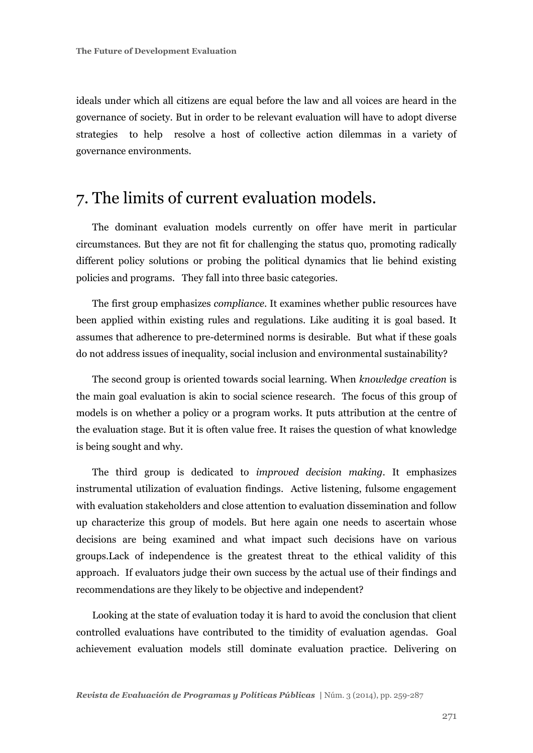ideals under which all citizens are equal before the law and all voices are heard in the governance of society. But in order to be relevant evaluation will have to adopt diverse strategies to help resolve a host of collective action dilemmas in a variety of governance environments.

## 7. The limits of current evaluation models.

The dominant evaluation models currently on offer have merit in particular circumstances. But they are not fit for challenging the status quo, promoting radically different policy solutions or probing the political dynamics that lie behind existing policies and programs. They fall into three basic categories.

The first group emphasizes *compliance*. It examines whether public resources have been applied within existing rules and regulations. Like auditing it is goal based. It assumes that adherence to pre-determined norms is desirable. But what if these goals do not address issues of inequality, social inclusion and environmental sustainability?

The second group is oriented towards social learning. When *knowledge creation* is the main goal evaluation is akin to social science research. The focus of this group of models is on whether a policy or a program works. It puts attribution at the centre of the evaluation stage. But it is often value free. It raises the question of what knowledge is being sought and why.

The third group is dedicated to *improved decision making*. It emphasizes instrumental utilization of evaluation findings. Active listening, fulsome engagement with evaluation stakeholders and close attention to evaluation dissemination and follow up characterize this group of models. But here again one needs to ascertain whose decisions are being examined and what impact such decisions have on various groups.Lack of independence is the greatest threat to the ethical validity of this approach. If evaluators judge their own success by the actual use of their findings and recommendations are they likely to be objective and independent?

Looking at the state of evaluation today it is hard to avoid the conclusion that client controlled evaluations have contributed to the timidity of evaluation agendas. Goal achievement evaluation models still dominate evaluation practice. Delivering on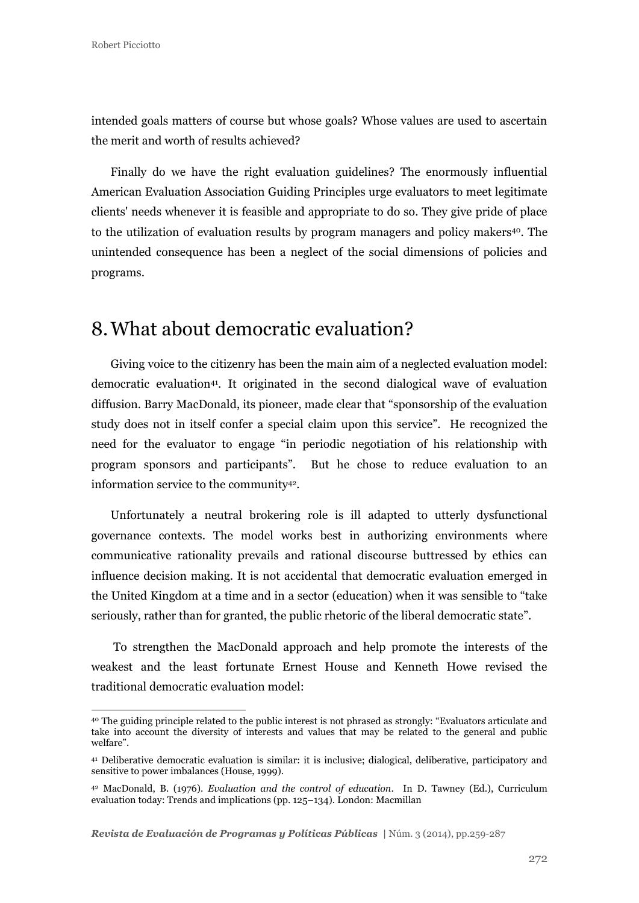intended goals matters of course but whose goals? Whose values are used to ascertain the merit and worth of results achieved?

Finally do we have the right evaluation guidelines? The enormously influential American Evaluation Association Guiding Principles urge evaluators to meet legitimate clients' needs whenever it is feasible and appropriate to do so. They give pride of place to the utilization of evaluation results by program managers and policy makers[40]. The unintended consequence has been a neglect of the social dimensions of policies and programs.

## 8. What about democratic evaluation?

Giving voice to the citizenry has been the main aim of a neglected evaluation model: democratic evaluation[41]. It originated in the second dialogical wave of evaluation diffusion. Barry MacDonald, its pioneer, made clear that "sponsorship of the evaluation study does not in itself confer a special claim upon this service". He recognized the need for the evaluator to engage "in periodic negotiation of his relationship with program sponsors and participants". But he chose to reduce evaluation to an information service to the community[42].

Unfortunately a neutral brokering role is ill adapted to utterly dysfunctional governance contexts. The model works best in authorizing environments where communicative rationality prevails and rational discourse buttressed by ethics can influence decision making. It is not accidental that democratic evaluation emerged in the United Kingdom at a time and in a sector (education) when it was sensible to "take seriously, rather than for granted, the public rhetoric of the liberal democratic state".

To strengthen the MacDonald approach and help promote the interests of the weakest and the least fortunate Ernest House and Kenneth Howe revised the traditional democratic evaluation model:

---

[40] The guiding principle related to the public interest is not phrased as strongly: "Evaluators articulate and take into account the diversity of interests and values that may be related to the general and public welfare".

[41] Deliberative democratic evaluation is similar: it is inclusive; dialogical, deliberative, participatory and sensitive to power imbalances (House, 1999).

[42] MacDonald, B. (1976). *Evaluation and the control of education*. In D. Tawney (Ed.), Curriculum evaluation today: Trends and implications (pp. 125–134). London: Macmillan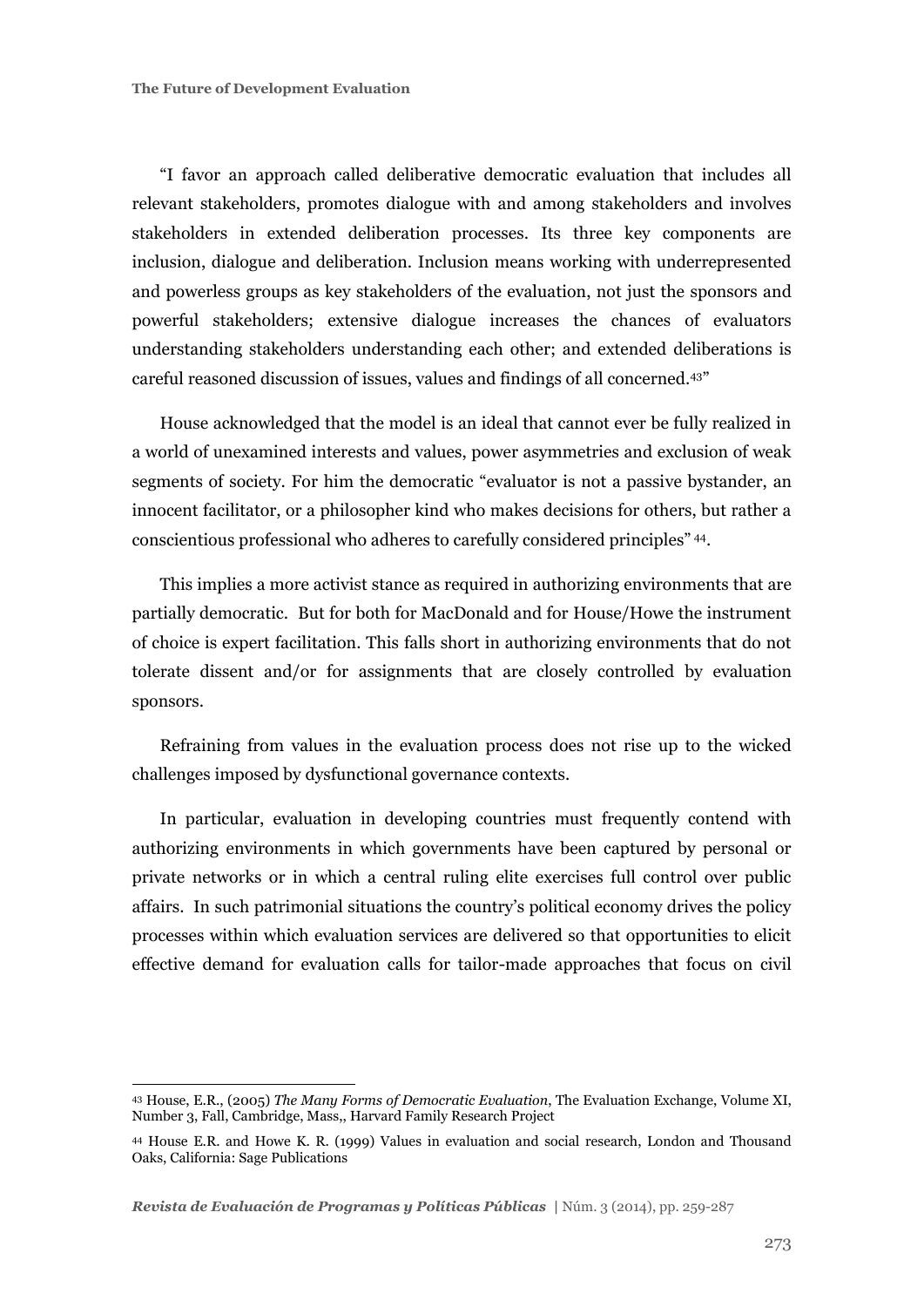"I favor an approach called deliberative democratic evaluation that includes all relevant stakeholders, promotes dialogue with and among stakeholders and involves stakeholders in extended deliberation processes. Its three key components are inclusion, dialogue and deliberation. Inclusion means working with underrepresented and powerless groups as key stakeholders of the evaluation, not just the sponsors and powerful stakeholders; extensive dialogue increases the chances of evaluators understanding stakeholders understanding each other; and extended deliberations is careful reasoned discussion of issues, values and findings of all concerned.[43]"

House acknowledged that the model is an ideal that cannot ever be fully realized in a world of unexamined interests and values, power asymmetries and exclusion of weak segments of society. For him the democratic "evaluator is not a passive bystander, an innocent facilitator, or a philosopher kind who makes decisions for others, but rather a conscientious professional who adheres to carefully considered principles" [44].

This implies a more activist stance as required in authorizing environments that are partially democratic. But for both for MacDonald and for House/Howe the instrument of choice is expert facilitation. This falls short in authorizing environments that do not tolerate dissent and/or for assignments that are closely controlled by evaluation sponsors.

Refraining from values in the evaluation process does not rise up to the wicked challenges imposed by dysfunctional governance contexts.

In particular, evaluation in developing countries must frequently contend with authorizing environments in which governments have been captured by personal or private networks or in which a central ruling elite exercises full control over public affairs. In such patrimonial situations the country's political economy drives the policy processes within which evaluation services are delivered so that opportunities to elicit effective demand for evaluation calls for tailor-made approaches that focus on civil

---

[43] House, E.R., (2005) *The Many Forms of Democratic Evaluation*, The Evaluation Exchange, Volume XI, Number 3, Fall, Cambridge, Mass,, Harvard Family Research Project

[44] House E.R. and Howe K. R. (1999) Values in evaluation and social research, London and Thousand Oaks, California: Sage Publications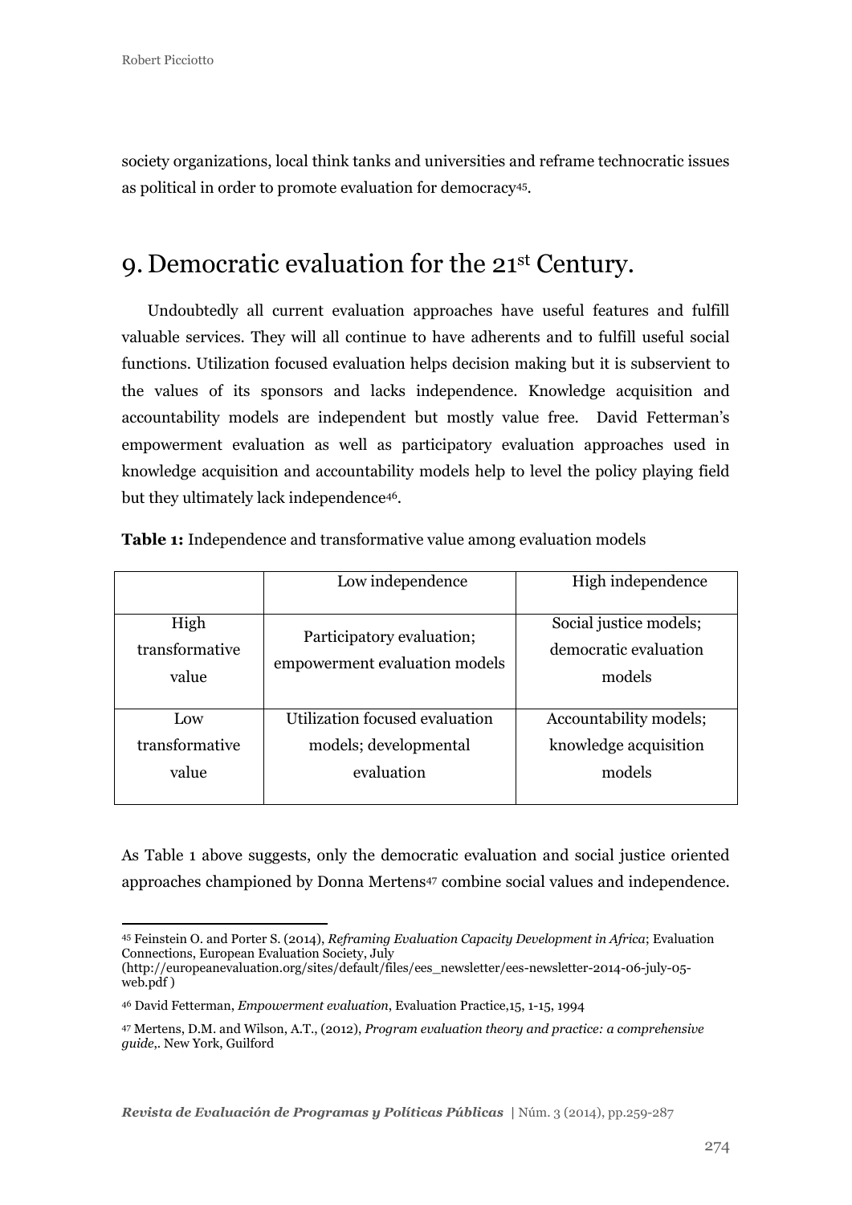society organizations, local think tanks and universities and reframe technocratic issues as political in order to promote evaluation for democracy[45].

## 9. Democratic evaluation for the 21st Century.

Undoubtedly all current evaluation approaches have useful features and fulfill valuable services. They will all continue to have adherents and to fulfill useful social functions. Utilization focused evaluation helps decision making but it is subservient to the values of its sponsors and lacks independence. Knowledge acquisition and accountability models are independent but mostly value free. David Fetterman's empowerment evaluation as well as participatory evaluation approaches used in knowledge acquisition and accountability models help to level the policy playing field but they ultimately lack independence[46].

**Table 1:** Independence and transformative value among evaluation models

| | Low independence | High independence |
|---|---|---|
| High transformative value | Participatory evaluation; empowerment evaluation models | Social justice models; democratic evaluation models |
| Low transformative value | Utilization focused evaluation models; developmental evaluation | Accountability models; knowledge acquisition models |

As Table 1 above suggests, only the democratic evaluation and social justice oriented approaches championed by Donna Mertens[47] combine social values and independence.

---

[45] Feinstein O. and Porter S. (2014), *Reframing Evaluation Capacity Development in Africa*; Evaluation Connections, European Evaluation Society, July (http://europeanevaluation.org/sites/default/files/ees_newsletter/ees-newsletter-2014-06-july-05-web.pdf )

[46] David Fetterman, *Empowerment evaluation*, Evaluation Practice,15, 1-15, 1994

[47] Mertens, D.M. and Wilson, A.T., (2012), *Program evaluation theory and practice: a comprehensive guide*,. New York, Guilford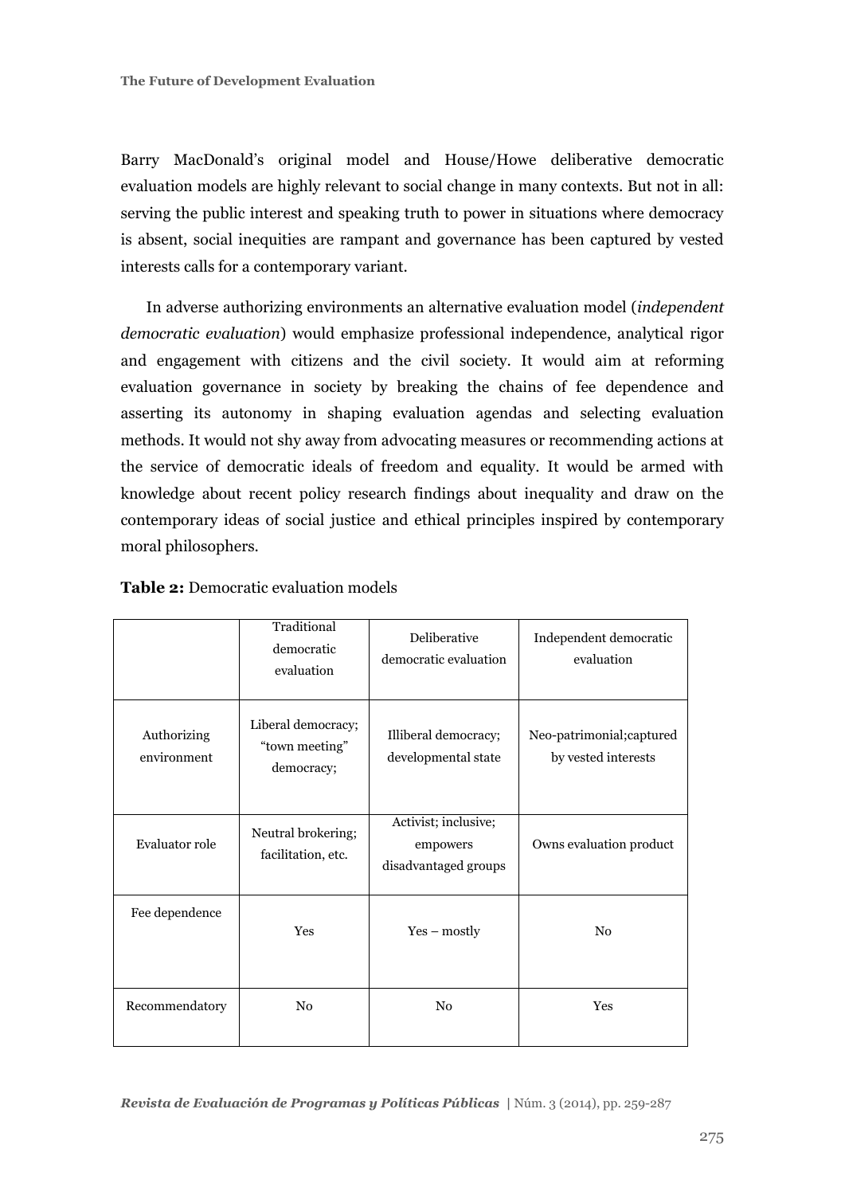Barry MacDonald's original model and House/Howe deliberative democratic evaluation models are highly relevant to social change in many contexts. But not in all: serving the public interest and speaking truth to power in situations where democracy is absent, social inequities are rampant and governance has been captured by vested interests calls for a contemporary variant.

In adverse authorizing environments an alternative evaluation model (*independent democratic evaluation*) would emphasize professional independence, analytical rigor and engagement with citizens and the civil society. It would aim at reforming evaluation governance in society by breaking the chains of fee dependence and asserting its autonomy in shaping evaluation agendas and selecting evaluation methods. It would not shy away from advocating measures or recommending actions at the service of democratic ideals of freedom and equality. It would be armed with knowledge about recent policy research findings about inequality and draw on the contemporary ideas of social justice and ethical principles inspired by contemporary moral philosophers.

**Table 2:** Democratic evaluation models

| | Traditional democratic evaluation | Deliberative democratic evaluation | Independent democratic evaluation |
|---|---|---|---|
| Authorizing environment | Liberal democracy; "town meeting" democracy; | Illiberal democracy; developmental state | Neo-patrimonial;captured by vested interests |
| Evaluator role | Neutral brokering; facilitation, etc. | Activist; inclusive; empowers disadvantaged groups | Owns evaluation product |
| Fee dependence | Yes | Yes – mostly | No |
| Recommendatory | No | No | Yes |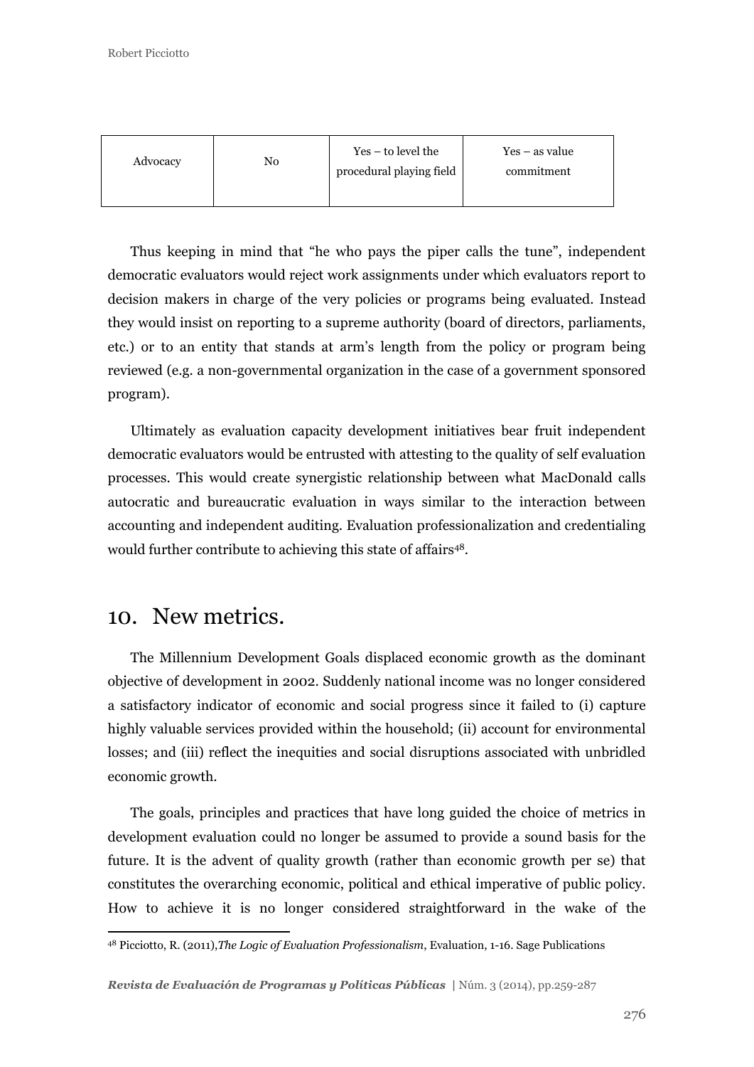| Advocacy | No | Yes – to level the procedural playing field | Yes – as value commitment |
|---|---|---|---|

Thus keeping in mind that "he who pays the piper calls the tune", independent democratic evaluators would reject work assignments under which evaluators report to decision makers in charge of the very policies or programs being evaluated. Instead they would insist on reporting to a supreme authority (board of directors, parliaments, etc.) or to an entity that stands at arm's length from the policy or program being reviewed (e.g. a non-governmental organization in the case of a government sponsored program).

Ultimately as evaluation capacity development initiatives bear fruit independent democratic evaluators would be entrusted with attesting to the quality of self evaluation processes. This would create synergistic relationship between what MacDonald calls autocratic and bureaucratic evaluation in ways similar to the interaction between accounting and independent auditing. Evaluation professionalization and credentialing would further contribute to achieving this state of affairs[48].

## 10. New metrics.

The Millennium Development Goals displaced economic growth as the dominant objective of development in 2002. Suddenly national income was no longer considered a satisfactory indicator of economic and social progress since it failed to (i) capture highly valuable services provided within the household; (ii) account for environmental losses; and (iii) reflect the inequities and social disruptions associated with unbridled economic growth.

The goals, principles and practices that have long guided the choice of metrics in development evaluation could no longer be assumed to provide a sound basis for the future. It is the advent of quality growth (rather than economic growth per se) that constitutes the overarching economic, political and ethical imperative of public policy. How to achieve it is no longer considered straightforward in the wake of the

[48] Picciotto, R. (2011),*The Logic of Evaluation Professionalism*, Evaluation, 1-16. Sage Publications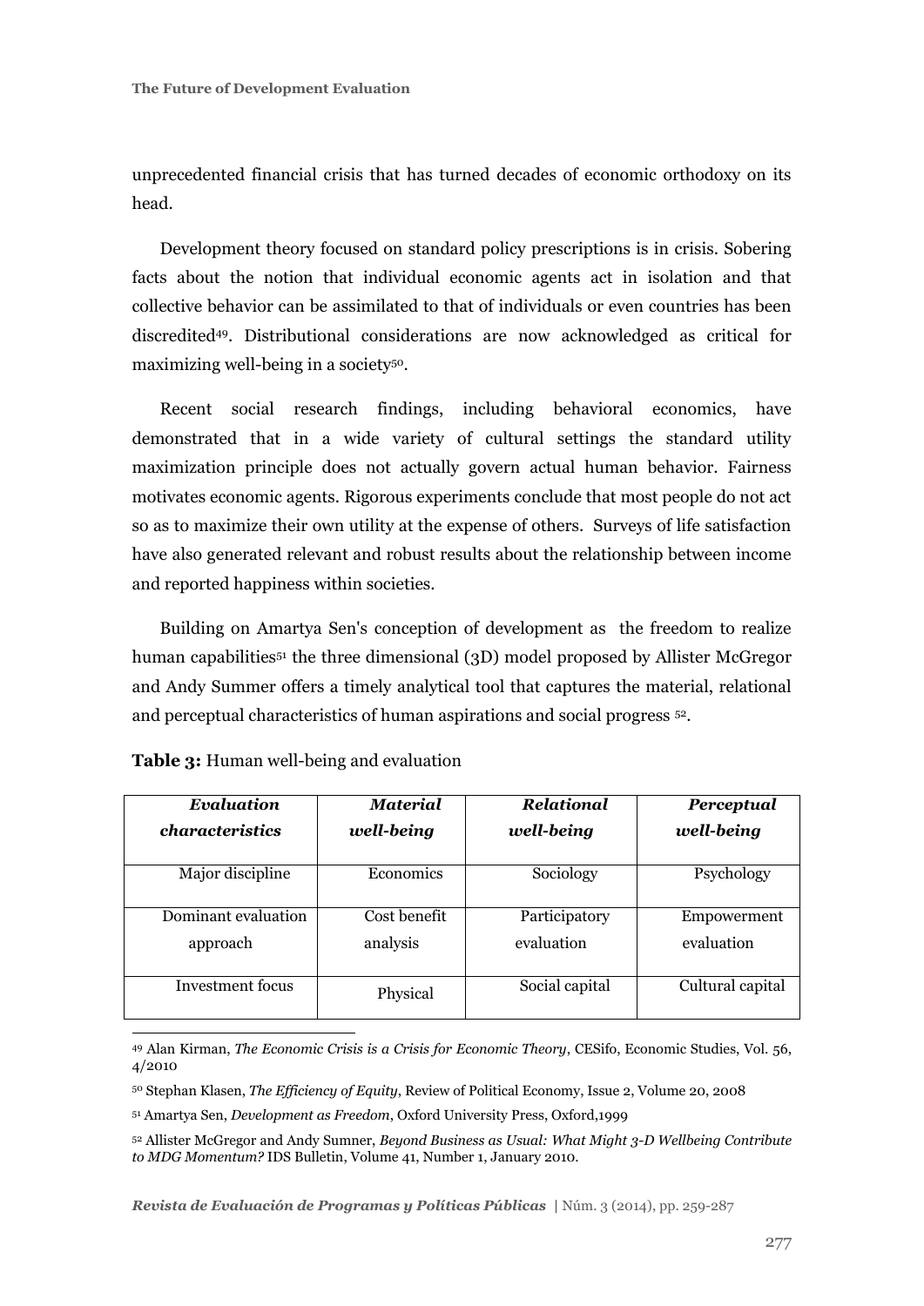unprecedented financial crisis that has turned decades of economic orthodoxy on its head.

Development theory focused on standard policy prescriptions is in crisis. Sobering facts about the notion that individual economic agents act in isolation and that collective behavior can be assimilated to that of individuals or even countries has been discredited[49]. Distributional considerations are now acknowledged as critical for maximizing well-being in a society[50].

Recent social research findings, including behavioral economics, have demonstrated that in a wide variety of cultural settings the standard utility maximization principle does not actually govern actual human behavior. Fairness motivates economic agents. Rigorous experiments conclude that most people do not act so as to maximize their own utility at the expense of others. Surveys of life satisfaction have also generated relevant and robust results about the relationship between income and reported happiness within societies.

Building on Amartya Sen's conception of development as the freedom to realize human capabilities[51] the three dimensional (3D) model proposed by Allister McGregor and Andy Summer offers a timely analytical tool that captures the material, relational and perceptual characteristics of human aspirations and social progress [52].

**Table 3:** Human well-being and evaluation

| *Evaluation characteristics* | *Material well-being* | *Relational well-being* | *Perceptual well-being* |
|---|---|---|---|
| Major discipline | Economics | Sociology | Psychology |
| Dominant evaluation approach | Cost benefit analysis | Participatory evaluation | Empowerment evaluation |
| Investment focus | Physical | Social capital | Cultural capital |

[49] Alan Kirman, *The Economic Crisis is a Crisis for Economic Theory*, CESifo, Economic Studies, Vol. 56, 4/2010

[50] Stephan Klasen, *The Efficiency of Equity*, Review of Political Economy, Issue 2, Volume 20, 2008

[51] Amartya Sen, *Development as Freedom*, Oxford University Press, Oxford,1999

[52] Allister McGregor and Andy Sumner, *Beyond Business as Usual: What Might 3-D Wellbeing Contribute to MDG Momentum?* IDS Bulletin, Volume 41, Number 1, January 2010.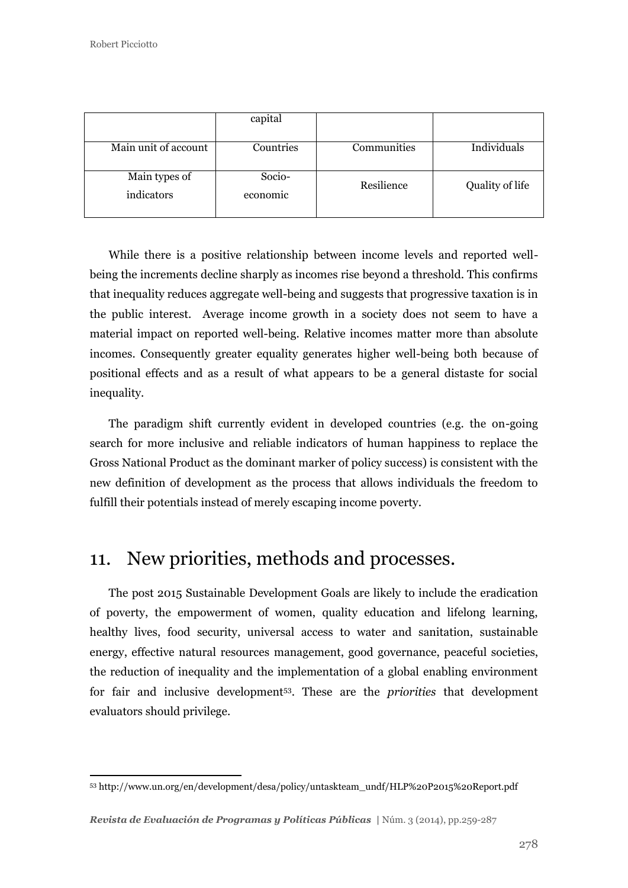| | capital | | |
|---|---|---|---|
| Main unit of account | Countries | Communities | Individuals |
| Main types of indicators | Socio-economic | Resilience | Quality of life |

While there is a positive relationship between income levels and reported well-being the increments decline sharply as incomes rise beyond a threshold. This confirms that inequality reduces aggregate well-being and suggests that progressive taxation is in the public interest. Average income growth in a society does not seem to have a material impact on reported well-being. Relative incomes matter more than absolute incomes. Consequently greater equality generates higher well-being both because of positional effects and as a result of what appears to be a general distaste for social inequality.

The paradigm shift currently evident in developed countries (e.g. the on-going search for more inclusive and reliable indicators of human happiness to replace the Gross National Product as the dominant marker of policy success) is consistent with the new definition of development as the process that allows individuals the freedom to fulfill their potentials instead of merely escaping income poverty.

## 11. New priorities, methods and processes.

The post 2015 Sustainable Development Goals are likely to include the eradication of poverty, the empowerment of women, quality education and lifelong learning, healthy lives, food security, universal access to water and sanitation, sustainable energy, effective natural resources management, good governance, peaceful societies, the reduction of inequality and the implementation of a global enabling environment for fair and inclusive development[53]. These are the *priorities* that development evaluators should privilege.

[53] http://www.un.org/en/development/desa/policy/untaskteam_undf/HLP%20P2015%20Report.pdf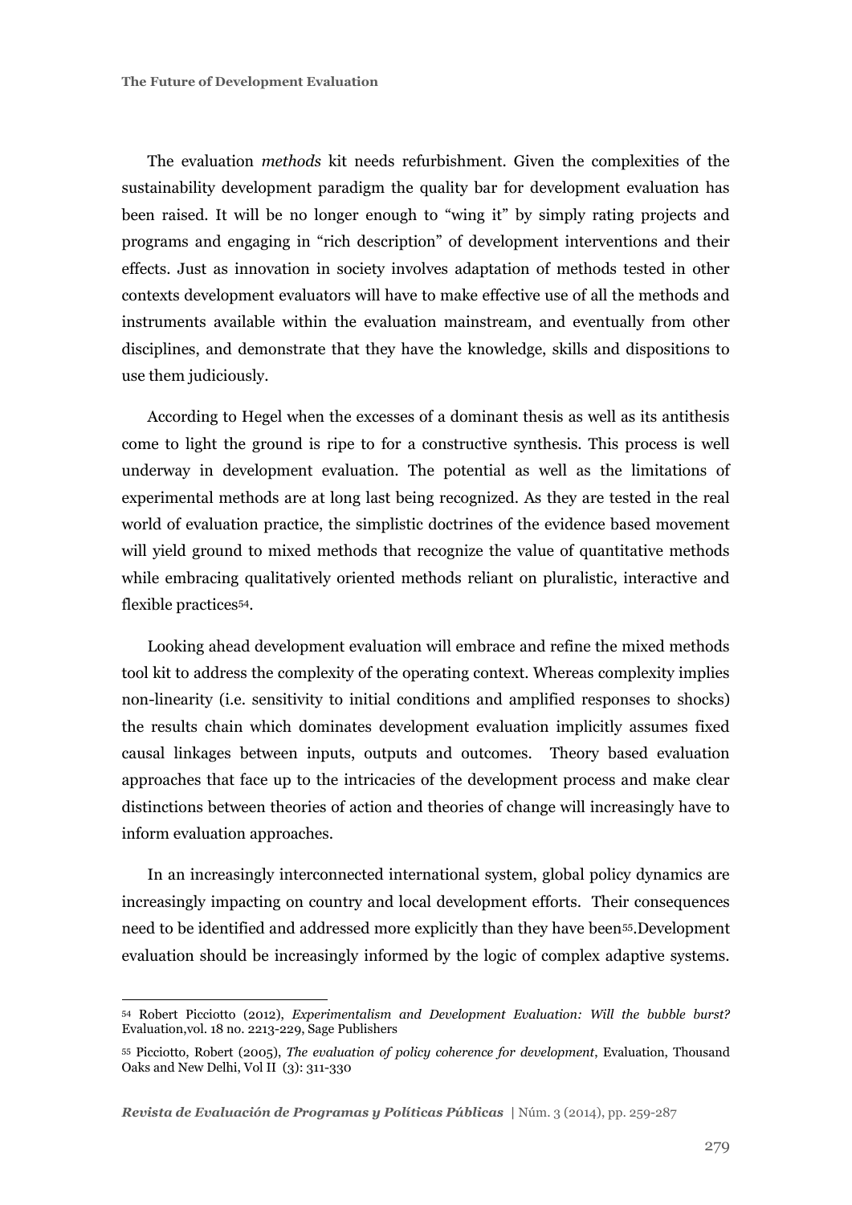The evaluation *methods* kit needs refurbishment. Given the complexities of the sustainability development paradigm the quality bar for development evaluation has been raised. It will be no longer enough to "wing it" by simply rating projects and programs and engaging in "rich description" of development interventions and their effects. Just as innovation in society involves adaptation of methods tested in other contexts development evaluators will have to make effective use of all the methods and instruments available within the evaluation mainstream, and eventually from other disciplines, and demonstrate that they have the knowledge, skills and dispositions to use them judiciously.

According to Hegel when the excesses of a dominant thesis as well as its antithesis come to light the ground is ripe to for a constructive synthesis. This process is well underway in development evaluation. The potential as well as the limitations of experimental methods are at long last being recognized. As they are tested in the real world of evaluation practice, the simplistic doctrines of the evidence based movement will yield ground to mixed methods that recognize the value of quantitative methods while embracing qualitatively oriented methods reliant on pluralistic, interactive and flexible practices[54].

Looking ahead development evaluation will embrace and refine the mixed methods tool kit to address the complexity of the operating context. Whereas complexity implies non-linearity (i.e. sensitivity to initial conditions and amplified responses to shocks) the results chain which dominates development evaluation implicitly assumes fixed causal linkages between inputs, outputs and outcomes. Theory based evaluation approaches that face up to the intricacies of the development process and make clear distinctions between theories of action and theories of change will increasingly have to inform evaluation approaches.

In an increasingly interconnected international system, global policy dynamics are increasingly impacting on country and local development efforts. Their consequences need to be identified and addressed more explicitly than they have been[55].Development evaluation should be increasingly informed by the logic of complex adaptive systems.

---

[54] Robert Picciotto (2012), *Experimentalism and Development Evaluation: Will the bubble burst?* Evaluation,vol. 18 no. 2213-229, Sage Publishers

[55] Picciotto, Robert (2005), *The evaluation of policy coherence for development*, Evaluation, Thousand Oaks and New Delhi, Vol II (3): 311-330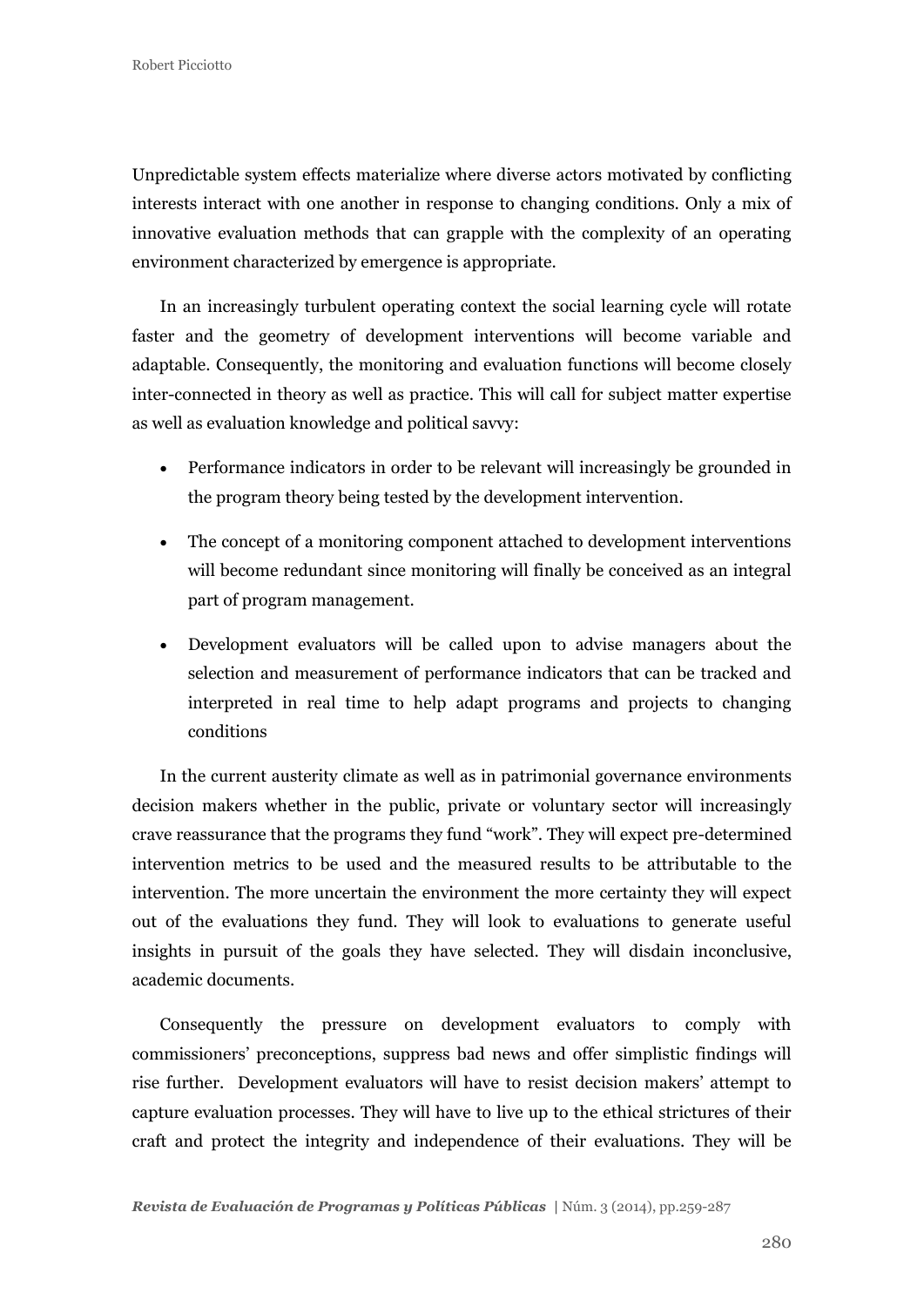Unpredictable system effects materialize where diverse actors motivated by conflicting interests interact with one another in response to changing conditions. Only a mix of innovative evaluation methods that can grapple with the complexity of an operating environment characterized by emergence is appropriate.

In an increasingly turbulent operating context the social learning cycle will rotate faster and the geometry of development interventions will become variable and adaptable. Consequently, the monitoring and evaluation functions will become closely inter-connected in theory as well as practice. This will call for subject matter expertise as well as evaluation knowledge and political savvy:

- Performance indicators in order to be relevant will increasingly be grounded in the program theory being tested by the development intervention.
- The concept of a monitoring component attached to development interventions will become redundant since monitoring will finally be conceived as an integral part of program management.
- Development evaluators will be called upon to advise managers about the selection and measurement of performance indicators that can be tracked and interpreted in real time to help adapt programs and projects to changing conditions

In the current austerity climate as well as in patrimonial governance environments decision makers whether in the public, private or voluntary sector will increasingly crave reassurance that the programs they fund "work". They will expect pre-determined intervention metrics to be used and the measured results to be attributable to the intervention. The more uncertain the environment the more certainty they will expect out of the evaluations they fund. They will look to evaluations to generate useful insights in pursuit of the goals they have selected. They will disdain inconclusive, academic documents.

Consequently the pressure on development evaluators to comply with commissioners' preconceptions, suppress bad news and offer simplistic findings will rise further. Development evaluators will have to resist decision makers' attempt to capture evaluation processes. They will have to live up to the ethical strictures of their craft and protect the integrity and independence of their evaluations. They will be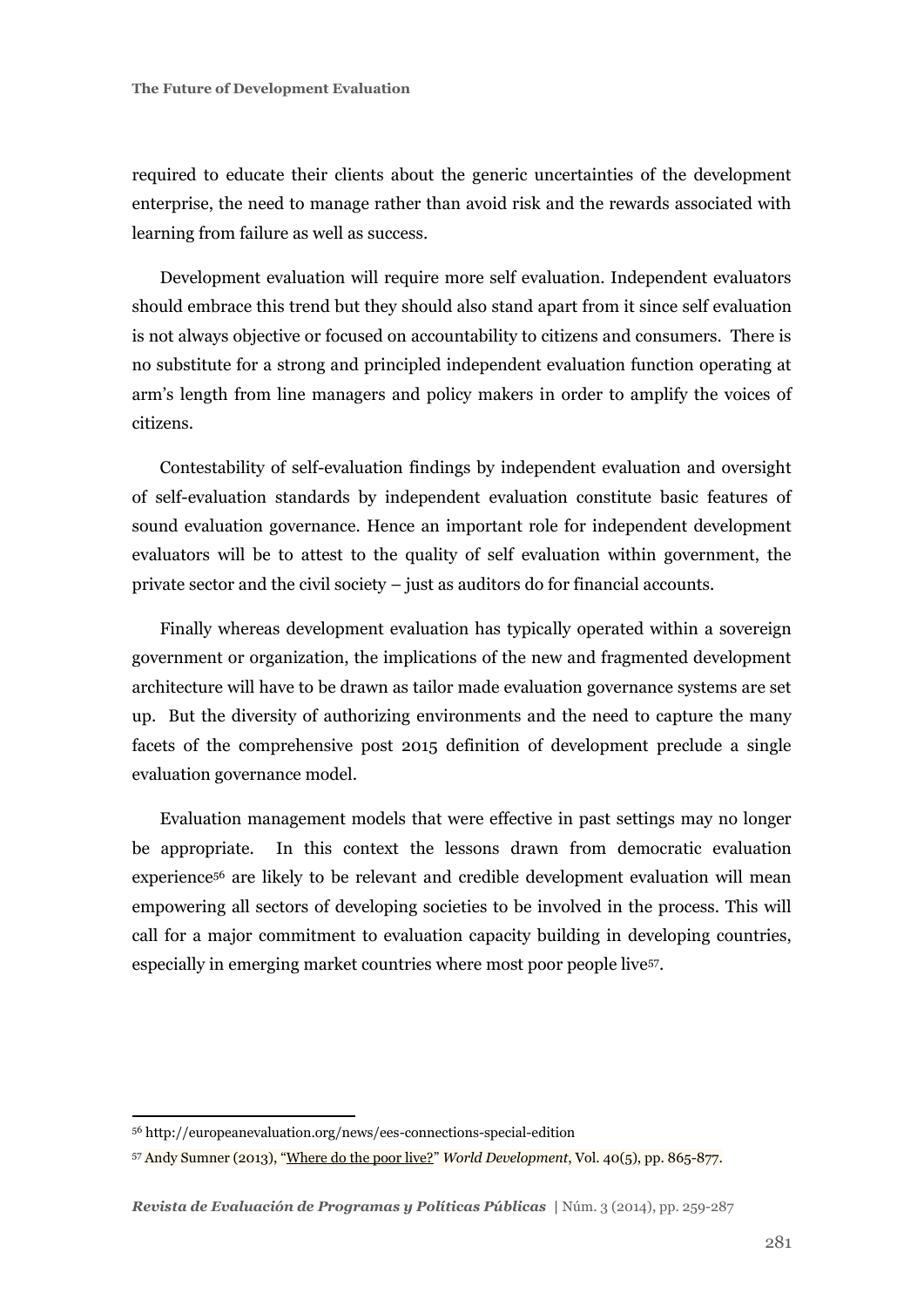required to educate their clients about the generic uncertainties of the development enterprise, the need to manage rather than avoid risk and the rewards associated with learning from failure as well as success.

Development evaluation will require more self evaluation. Independent evaluators should embrace this trend but they should also stand apart from it since self evaluation is not always objective or focused on accountability to citizens and consumers. There is no substitute for a strong and principled independent evaluation function operating at arm's length from line managers and policy makers in order to amplify the voices of citizens.

Contestability of self-evaluation findings by independent evaluation and oversight of self-evaluation standards by independent evaluation constitute basic features of sound evaluation governance. Hence an important role for independent development evaluators will be to attest to the quality of self evaluation within government, the private sector and the civil society – just as auditors do for financial accounts.

Finally whereas development evaluation has typically operated within a sovereign government or organization, the implications of the new and fragmented development architecture will have to be drawn as tailor made evaluation governance systems are set up. But the diversity of authorizing environments and the need to capture the many facets of the comprehensive post 2015 definition of development preclude a single evaluation governance model.

Evaluation management models that were effective in past settings may no longer be appropriate. In this context the lessons drawn from democratic evaluation experience[56] are likely to be relevant and credible development evaluation will mean empowering all sectors of developing societies to be involved in the process. This will call for a major commitment to evaluation capacity building in developing countries, especially in emerging market countries where most poor people live[57].

---

[56] http://europeanevaluation.org/news/ees-connections-special-edition

[57] Andy Sumner (2013), "Where do the poor live?" *World Development*, Vol. 40(5), pp. 865-877.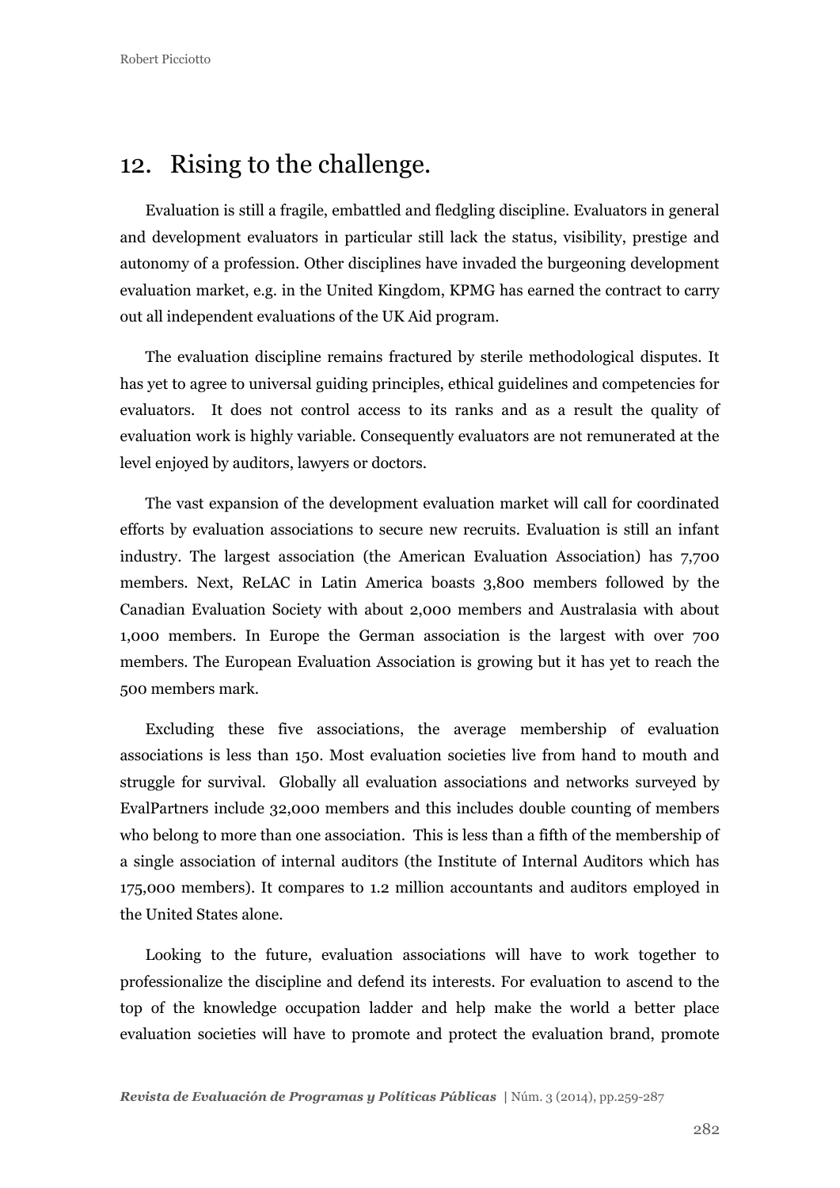## 12. Rising to the challenge.

Evaluation is still a fragile, embattled and fledgling discipline. Evaluators in general and development evaluators in particular still lack the status, visibility, prestige and autonomy of a profession. Other disciplines have invaded the burgeoning development evaluation market, e.g. in the United Kingdom, KPMG has earned the contract to carry out all independent evaluations of the UK Aid program.

The evaluation discipline remains fractured by sterile methodological disputes. It has yet to agree to universal guiding principles, ethical guidelines and competencies for evaluators. It does not control access to its ranks and as a result the quality of evaluation work is highly variable. Consequently evaluators are not remunerated at the level enjoyed by auditors, lawyers or doctors.

The vast expansion of the development evaluation market will call for coordinated efforts by evaluation associations to secure new recruits. Evaluation is still an infant industry. The largest association (the American Evaluation Association) has 7,700 members. Next, ReLAC in Latin America boasts 3,800 members followed by the Canadian Evaluation Society with about 2,000 members and Australasia with about 1,000 members. In Europe the German association is the largest with over 700 members. The European Evaluation Association is growing but it has yet to reach the 500 members mark.

Excluding these five associations, the average membership of evaluation associations is less than 150. Most evaluation societies live from hand to mouth and struggle for survival. Globally all evaluation associations and networks surveyed by EvalPartners include 32,000 members and this includes double counting of members who belong to more than one association. This is less than a fifth of the membership of a single association of internal auditors (the Institute of Internal Auditors which has 175,000 members). It compares to 1.2 million accountants and auditors employed in the United States alone.

Looking to the future, evaluation associations will have to work together to professionalize the discipline and defend its interests. For evaluation to ascend to the top of the knowledge occupation ladder and help make the world a better place evaluation societies will have to promote and protect the evaluation brand, promote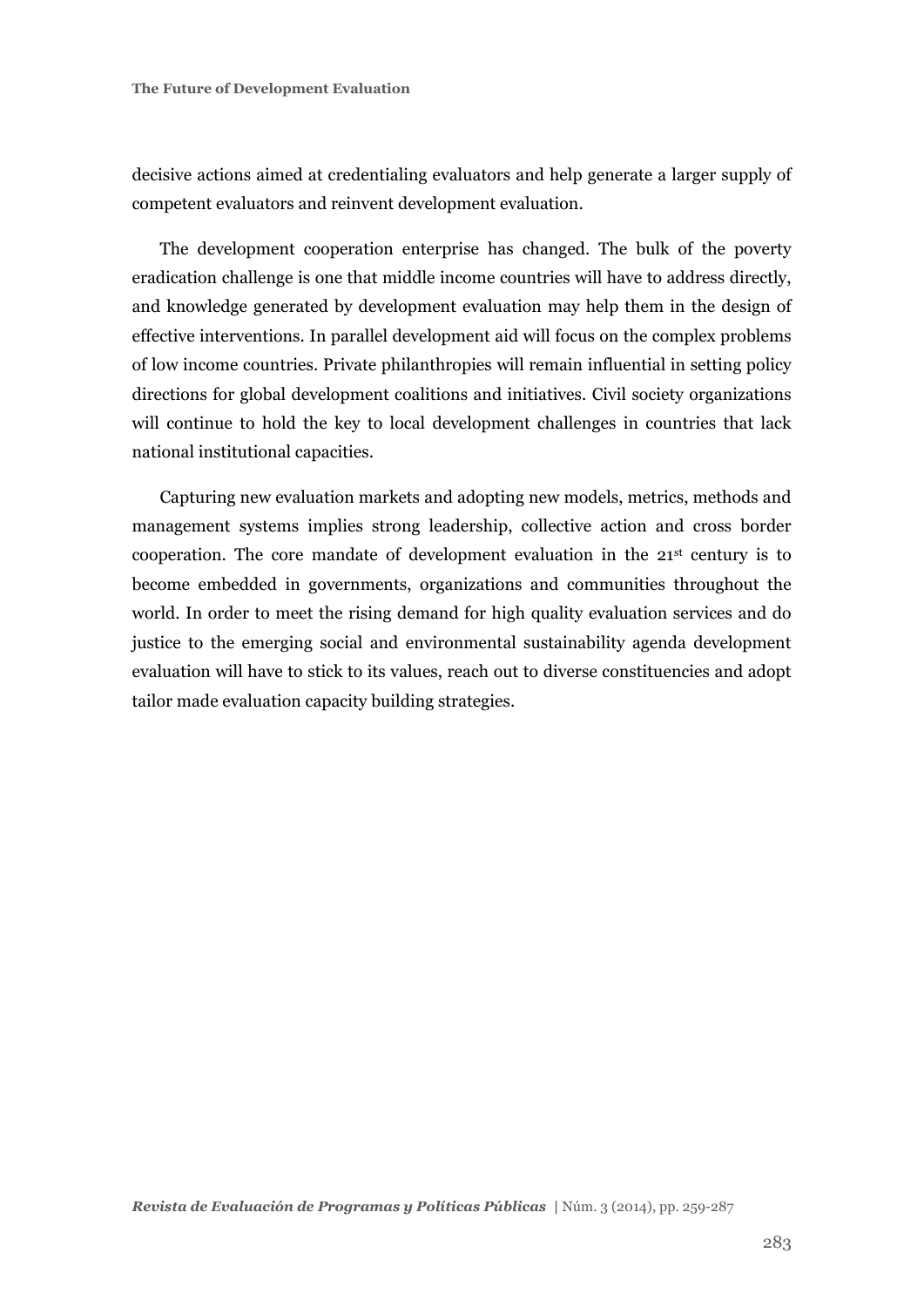decisive actions aimed at credentialing evaluators and help generate a larger supply of competent evaluators and reinvent development evaluation.

The development cooperation enterprise has changed. The bulk of the poverty eradication challenge is one that middle income countries will have to address directly, and knowledge generated by development evaluation may help them in the design of effective interventions. In parallel development aid will focus on the complex problems of low income countries. Private philanthropies will remain influential in setting policy directions for global development coalitions and initiatives. Civil society organizations will continue to hold the key to local development challenges in countries that lack national institutional capacities.

Capturing new evaluation markets and adopting new models, metrics, methods and management systems implies strong leadership, collective action and cross border cooperation. The core mandate of development evaluation in the 21st century is to become embedded in governments, organizations and communities throughout the world. In order to meet the rising demand for high quality evaluation services and do justice to the emerging social and environmental sustainability agenda development evaluation will have to stick to its values, reach out to diverse constituencies and adopt tailor made evaluation capacity building strategies.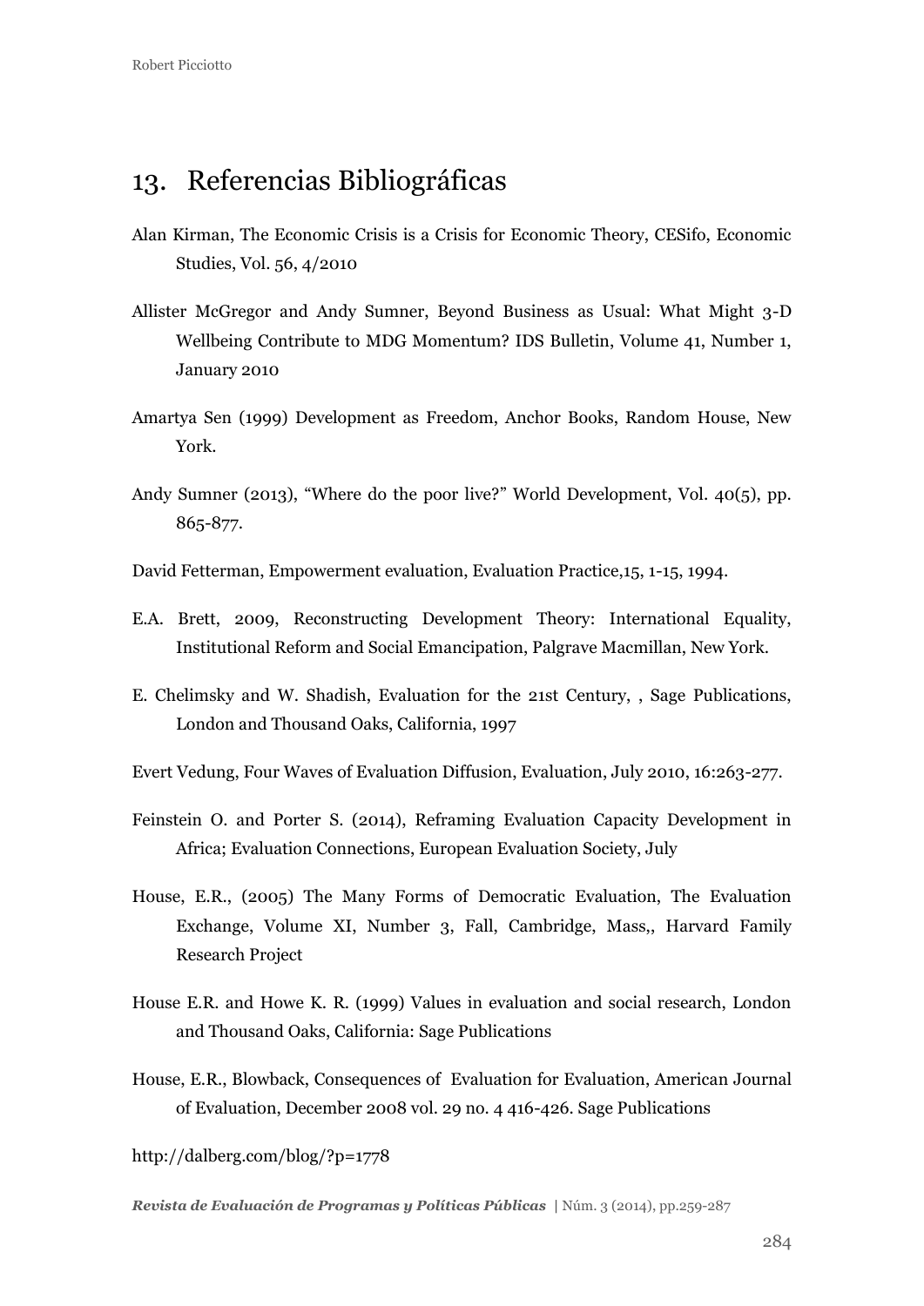## 13. Referencias Bibliográficas

Alan Kirman, The Economic Crisis is a Crisis for Economic Theory, CESifo, Economic Studies, Vol. 56, 4/2010

Allister McGregor and Andy Sumner, Beyond Business as Usual: What Might 3-D Wellbeing Contribute to MDG Momentum? IDS Bulletin, Volume 41, Number 1, January 2010

Amartya Sen (1999) Development as Freedom, Anchor Books, Random House, New York.

Andy Sumner (2013), "Where do the poor live?" World Development, Vol. 40(5), pp. 865-877.

David Fetterman, Empowerment evaluation, Evaluation Practice,15, 1-15, 1994.

E.A. Brett, 2009, Reconstructing Development Theory: International Equality, Institutional Reform and Social Emancipation, Palgrave Macmillan, New York.

E. Chelimsky and W. Shadish, Evaluation for the 21st Century, , Sage Publications, London and Thousand Oaks, California, 1997

Evert Vedung, Four Waves of Evaluation Diffusion, Evaluation, July 2010, 16:263-277.

Feinstein O. and Porter S. (2014), Reframing Evaluation Capacity Development in Africa; Evaluation Connections, European Evaluation Society, July

House, E.R., (2005) The Many Forms of Democratic Evaluation, The Evaluation Exchange, Volume XI, Number 3, Fall, Cambridge, Mass,, Harvard Family Research Project

House E.R. and Howe K. R. (1999) Values in evaluation and social research, London and Thousand Oaks, California: Sage Publications

House, E.R., Blowback, Consequences of Evaluation for Evaluation, American Journal of Evaluation, December 2008 vol. 29 no. 4 416-426. Sage Publications

http://dalberg.com/blog/?p=1778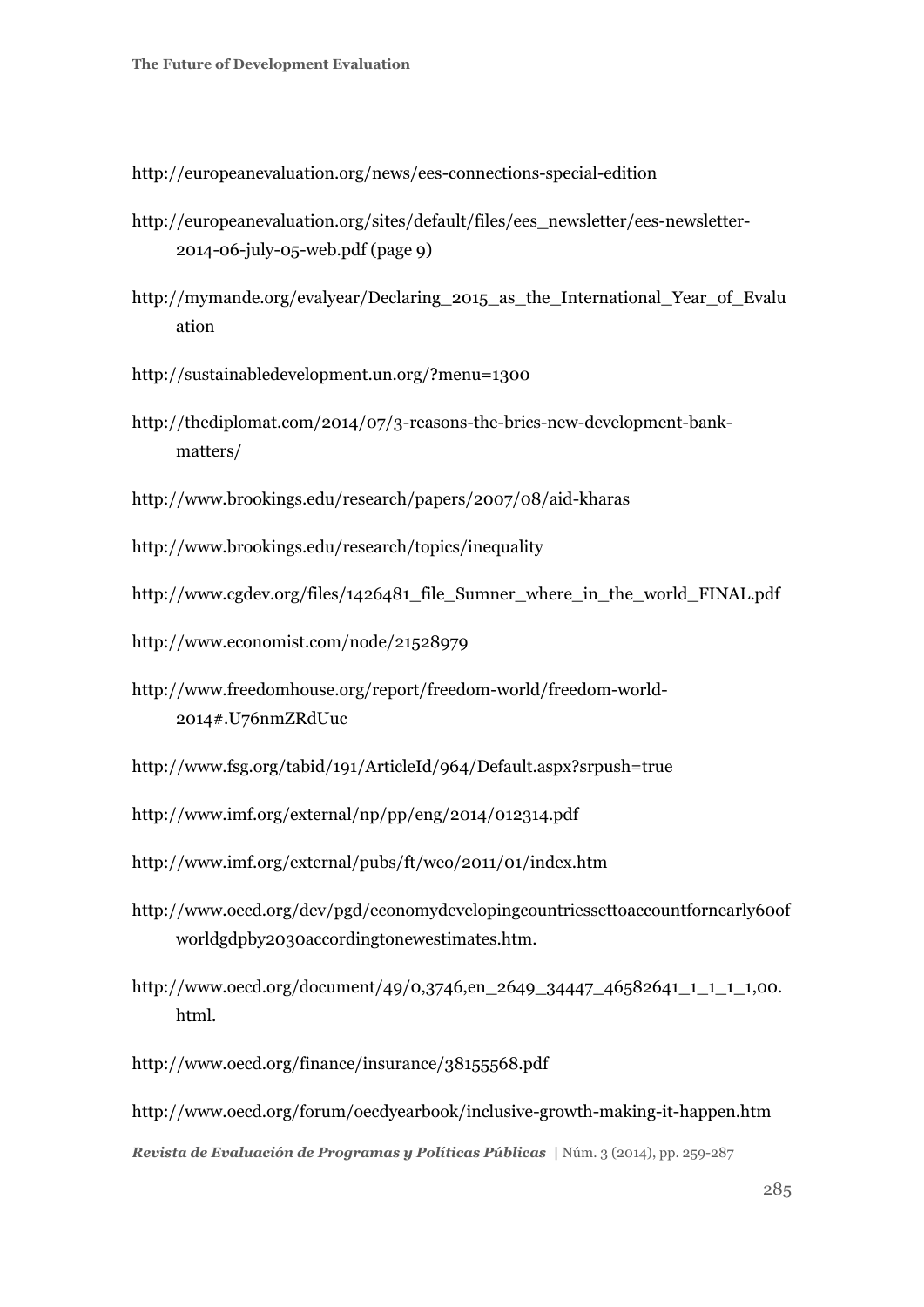http://europeanevaluation.org/news/ees-connections-special-edition

http://europeanevaluation.org/sites/default/files/ees_newsletter/ees-newsletter-2014-06-july-05-web.pdf (page 9)

http://mymande.org/evalyear/Declaring_2015_as_the_International_Year_of_Evaluation

http://sustainabledevelopment.un.org/?menu=1300

http://thediplomat.com/2014/07/3-reasons-the-brics-new-development-bank-matters/

http://www.brookings.edu/research/papers/2007/08/aid-kharas

http://www.brookings.edu/research/topics/inequality

http://www.cgdev.org/files/1426481_file_Sumner_where_in_the_world_FINAL.pdf

http://www.economist.com/node/21528979

http://www.freedomhouse.org/report/freedom-world/freedom-world-2014#.U76nmZRdUuc

http://www.fsg.org/tabid/191/ArticleId/964/Default.aspx?srpush=true

http://www.imf.org/external/np/pp/eng/2014/012314.pdf

http://www.imf.org/external/pubs/ft/weo/2011/01/index.htm

http://www.oecd.org/dev/pgd/economydevelopingcountriessettoaccountfornearly60ofworldgdpby2030accordingtonewestimates.htm.

http://www.oecd.org/document/49/0,3746,en_2649_34447_46582641_1_1_1_1,00.html.

http://www.oecd.org/finance/insurance/38155568.pdf

http://www.oecd.org/forum/oecdyearbook/inclusive-growth-making-it-happen.htm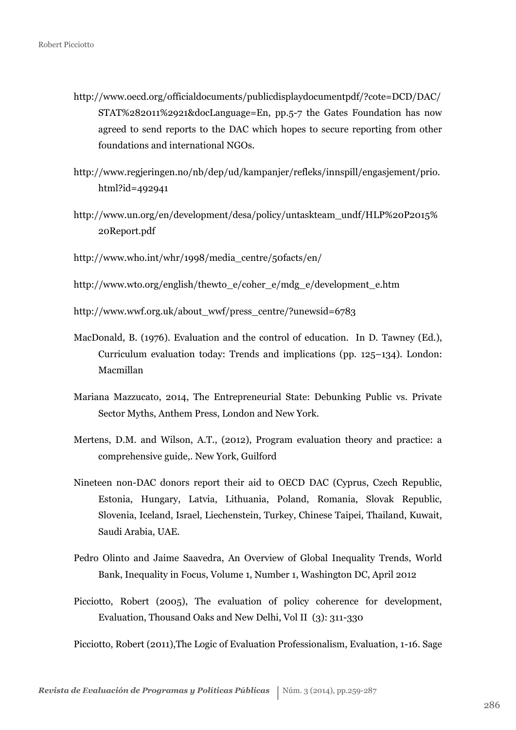http://www.oecd.org/officialdocuments/publicdisplaydocumentpdf/?cote=DCD/DAC/STAT%282011%2921&docLanguage=En, pp.5-7 the Gates Foundation has now agreed to send reports to the DAC which hopes to secure reporting from other foundations and international NGOs.

http://www.regjeringen.no/nb/dep/ud/kampanjer/refleks/innspill/engasjement/prio.html?id=492941

http://www.un.org/en/development/desa/policy/untaskteam_undf/HLP%20P2015%20Report.pdf

http://www.who.int/whr/1998/media_centre/50facts/en/

http://www.wto.org/english/thewto_e/coher_e/mdg_e/development_e.htm

http://www.wwf.org.uk/about_wwf/press_centre/?unewsid=6783

MacDonald, B. (1976). Evaluation and the control of education. In D. Tawney (Ed.), Curriculum evaluation today: Trends and implications (pp. 125–134). London: Macmillan

Mariana Mazzucato, 2014, The Entrepreneurial State: Debunking Public vs. Private Sector Myths, Anthem Press, London and New York.

Mertens, D.M. and Wilson, A.T., (2012), Program evaluation theory and practice: a comprehensive guide,. New York, Guilford

Nineteen non-DAC donors report their aid to OECD DAC (Cyprus, Czech Republic, Estonia, Hungary, Latvia, Lithuania, Poland, Romania, Slovak Republic, Slovenia, Iceland, Israel, Liechenstein, Turkey, Chinese Taipei, Thailand, Kuwait, Saudi Arabia, UAE.

Pedro Olinto and Jaime Saavedra, An Overview of Global Inequality Trends, World Bank, Inequality in Focus, Volume 1, Number 1, Washington DC, April 2012

Picciotto, Robert (2005), The evaluation of policy coherence for development, Evaluation, Thousand Oaks and New Delhi, Vol II (3): 311-330

Picciotto, Robert (2011),The Logic of Evaluation Professionalism, Evaluation, 1-16. Sage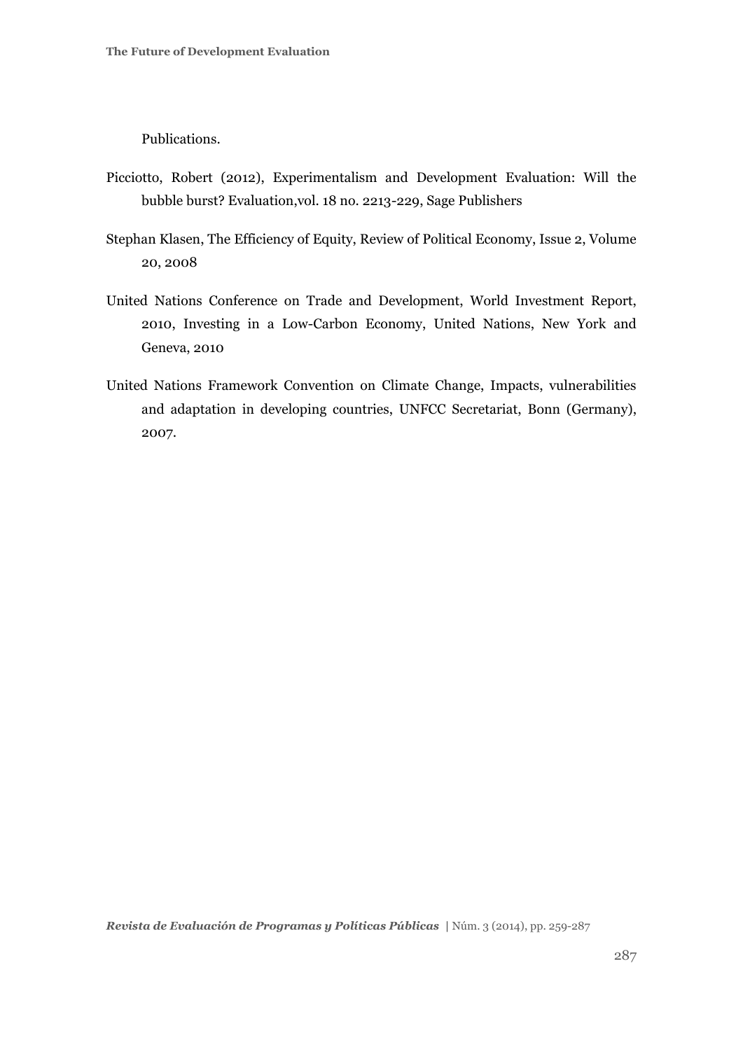Publications.

Picciotto, Robert (2012), Experimentalism and Development Evaluation: Will the bubble burst? Evaluation,vol. 18 no. 2213-229, Sage Publishers

Stephan Klasen, The Efficiency of Equity, Review of Political Economy, Issue 2, Volume 20, 2008

United Nations Conference on Trade and Development, World Investment Report, 2010, Investing in a Low-Carbon Economy, United Nations, New York and Geneva, 2010

United Nations Framework Convention on Climate Change, Impacts, vulnerabilities and adaptation in developing countries, UNFCC Secretariat, Bonn (Germany), 2007.